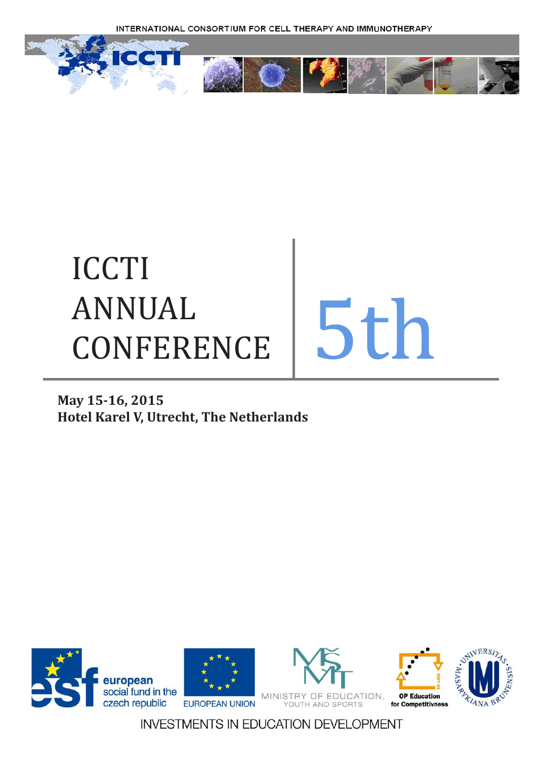INTERNATIONAL CONSORTIUM FOR CELL THERAPY AND IMMUNOTHERAPY

# ICCTI ANNUAL CONFERENCE 5th

**May 15-16, 2015**
**Hotel Karel V, Utrecht, The Netherlands**

european social fund in the czech republic

EUROPEAN UNION

MINISTRY OF EDUCATION, YOUTH AND SPORTS

OP Education for Competitivness

INVESTMENTS IN EDUCATION DEVELOPMENT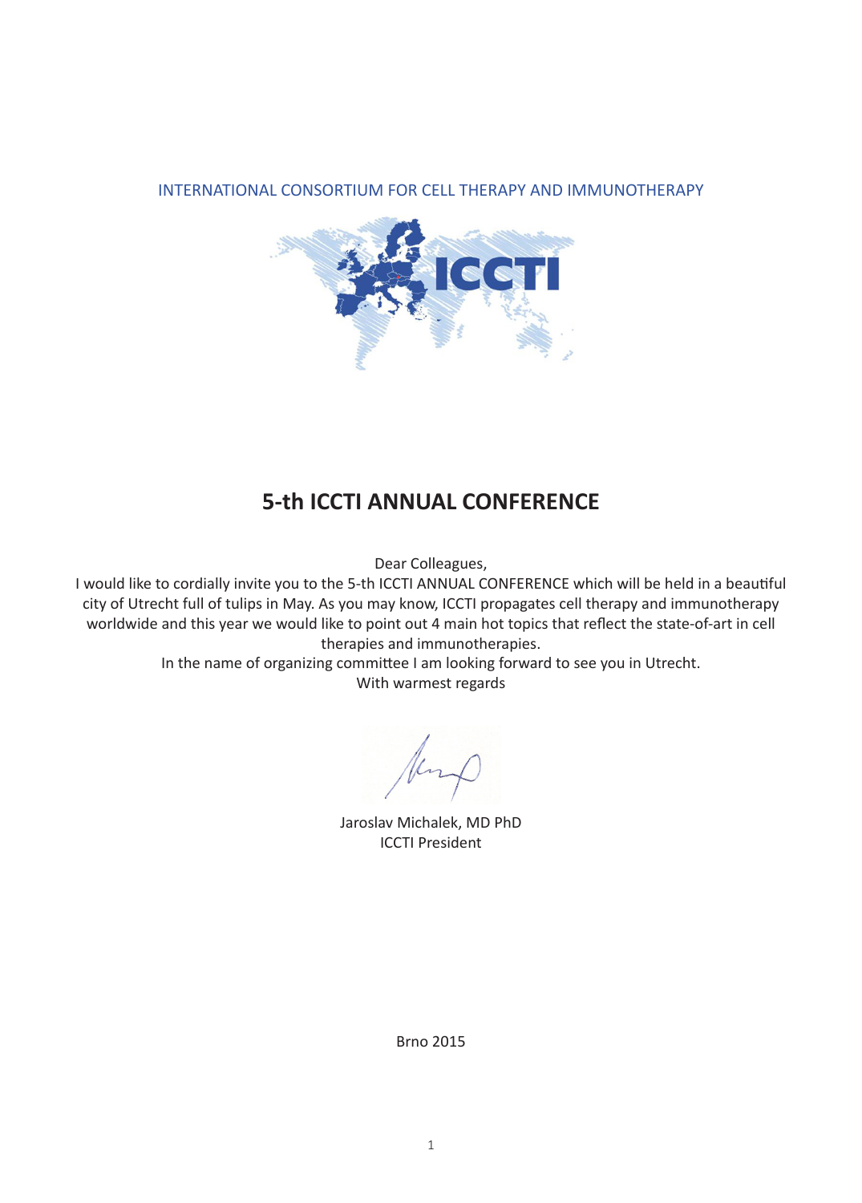INTERNATIONAL CONSORTIUM FOR CELL THERAPY AND IMMUNOTHERAPY

# 5-th ICCTI ANNUAL CONFERENCE

Dear Colleagues,

I would like to cordially invite you to the 5-th ICCTI ANNUAL CONFERENCE which will be held in a beautiful city of Utrecht full of tulips in May. As you may know, ICCTI propagates cell therapy and immunotherapy worldwide and this year we would like to point out 4 main hot topics that reflect the state-of-art in cell therapies and immunotherapies.

In the name of organizing committee I am looking forward to see you in Utrecht.

With warmest regards

Jaroslav Michalek, MD PhD
ICCTI President

Brno 2015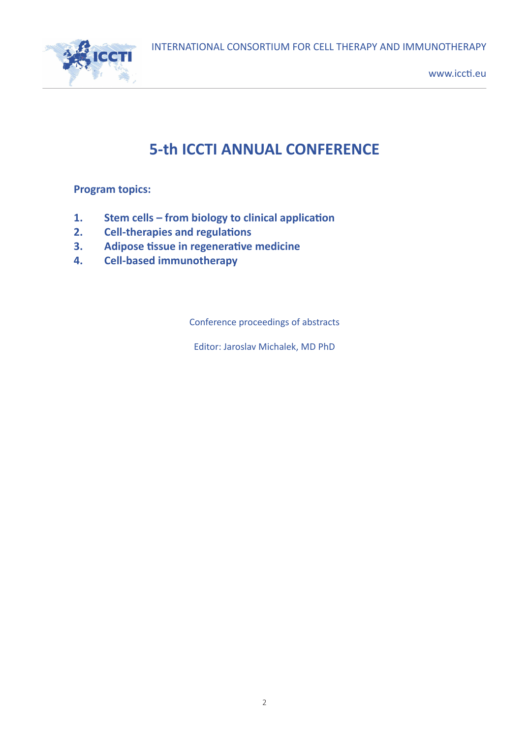# 5-th ICCTI ANNUAL CONFERENCE

**Program topics:**

1. **Stem cells – from biology to clinical application**
2. **Cell-therapies and regulations**
3. **Adipose tissue in regenerative medicine**
4. **Cell-based immunotherapy**

Conference proceedings of abstracts

Editor: Jaroslav Michalek, MD PhD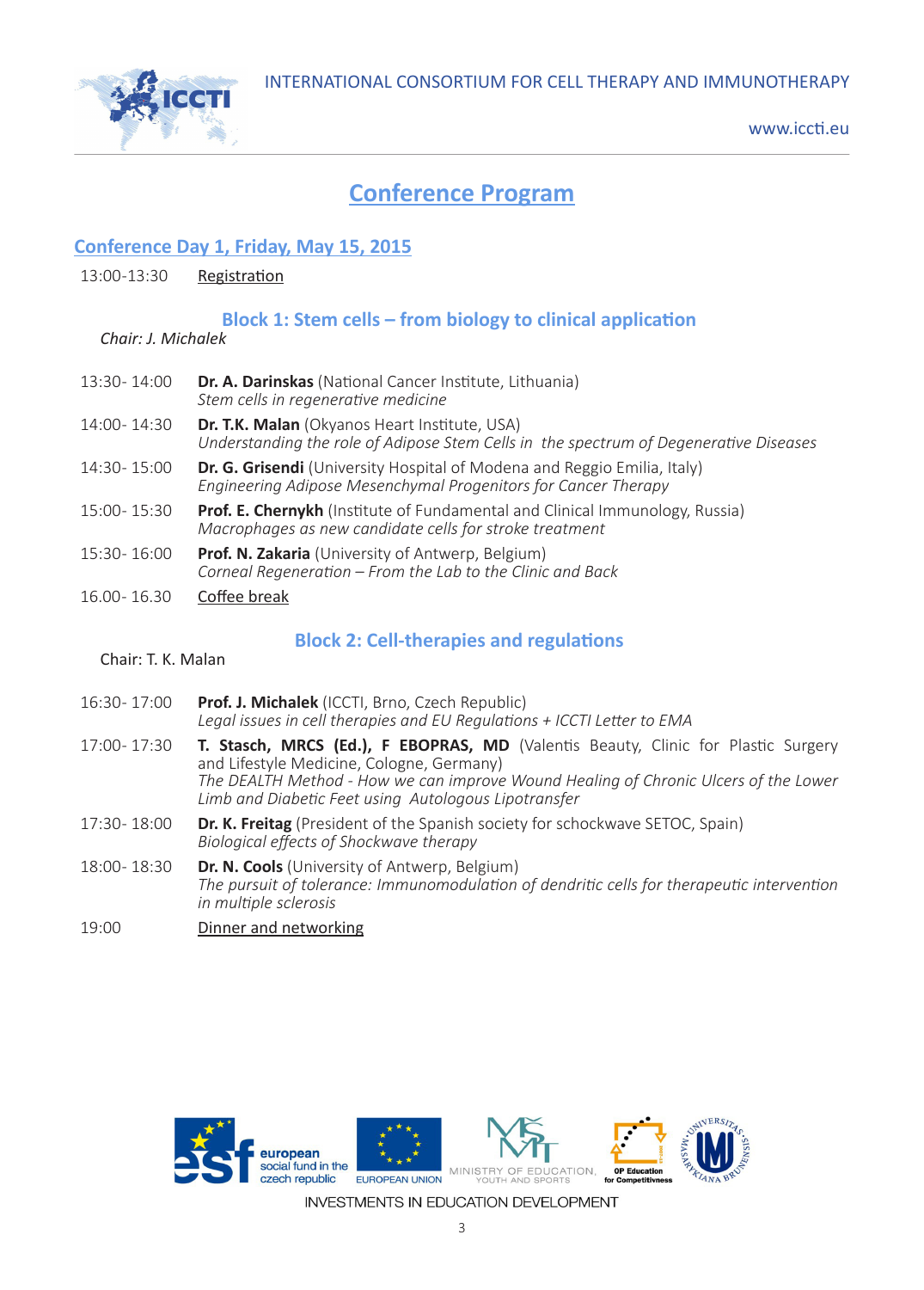# Conference Program

## Conference Day 1, Friday, May 15, 2015

13:00-13:30 Registration

### Block 1: Stem cells – from biology to clinical application

*Chair: J. Michalek*

13:30- 14:00 **Dr. A. Darinskas** (National Cancer Institute, Lithuania)
*Stem cells in regenerative medicine*

14:00- 14:30 **Dr. T.K. Malan** (Okyanos Heart Institute, USA)
*Understanding the role of Adipose Stem Cells in the spectrum of Degenerative Diseases*

14:30- 15:00 **Dr. G. Grisendi** (University Hospital of Modena and Reggio Emilia, Italy)
*Engineering Adipose Mesenchymal Progenitors for Cancer Therapy*

15:00- 15:30 **Prof. E. Chernykh** (Institute of Fundamental and Clinical Immunology, Russia)
*Macrophages as new candidate cells for stroke treatment*

15:30- 16:00 **Prof. N. Zakaria** (University of Antwerp, Belgium)
*Corneal Regeneration – From the Lab to the Clinic and Back*

16.00- 16.30 Coffee break

### Block 2: Cell-therapies and regulations

Chair: T. K. Malan

16:30- 17:00 **Prof. J. Michalek** (ICCTI, Brno, Czech Republic)
*Legal issues in cell therapies and EU Regulations + ICCTI Letter to EMA*

17:00- 17:30 **T. Stasch, MRCS (Ed.), F EBOPRAS, MD** (Valentis Beauty, Clinic for Plastic Surgery and Lifestyle Medicine, Cologne, Germany)
*The DEALTH Method - How we can improve Wound Healing of Chronic Ulcers of the Lower Limb and Diabetic Feet using Autologous Lipotransfer*

17:30- 18:00 **Dr. K. Freitag** (President of the Spanish society for schockwave SETOC, Spain)
*Biological effects of Shockwave therapy*

18:00- 18:30 **Dr. N. Cools** (University of Antwerp, Belgium)
*The pursuit of tolerance: Immunomodulation of dendritic cells for therapeutic intervention in multiple sclerosis*

19:00 Dinner and networking

INVESTMENTS IN EDUCATION DEVELOPMENT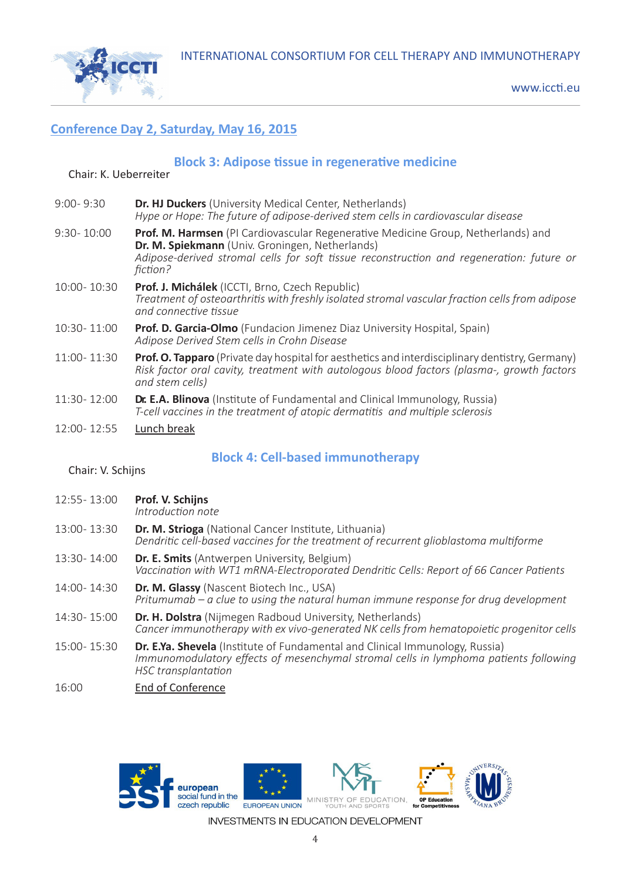## Conference Day 2, Saturday, May 16, 2015

### Block 3: Adipose tissue in regenerative medicine

Chair: K. Ueberreiter

| | |
|---|---|
| 9:00- 9:30 | **Dr. HJ Duckers** (University Medical Center, Netherlands) *Hype or Hope: The future of adipose-derived stem cells in cardiovascular disease* |
| 9:30- 10:00 | **Prof. M. Harmsen** (PI Cardiovascular Regenerative Medicine Group, Netherlands) and **Dr. M. Spiekmann** (Univ. Groningen, Netherlands) *Adipose-derived stromal cells for soft tissue reconstruction and regeneration: future or fiction?* |
| 10:00- 10:30 | **Prof. J. Michálek** (ICCTI, Brno, Czech Republic) *Treatment of osteoarthritis with freshly isolated stromal vascular fraction cells from adipose and connective tissue* |
| 10:30- 11:00 | **Prof. D. Garcia-Olmo** (Fundacion Jimenez Diaz University Hospital, Spain) *Adipose Derived Stem cells in Crohn Disease* |
| 11:00- 11:30 | **Prof. O. Tapparo** (Private day hospital for aesthetics and interdisciplinary dentistry, Germany) *Risk factor oral cavity, treatment with autologous blood factors (plasma-, growth factors and stem cells)* |
| 11:30- 12:00 | **Dr. E.A. Blinova** (Institute of Fundamental and Clinical Immunology, Russia) *T-cell vaccines in the treatment of atopic dermatitis and multiple sclerosis* |
| 12:00- 12:55 | Lunch break |

### Block 4: Cell-based immunotherapy

Chair: V. Schijns

| | |
|---|---|
| 12:55- 13:00 | **Prof. V. Schijns** *Introduction note* |
| 13:00- 13:30 | **Dr. M. Strioga** (National Cancer Institute, Lithuania) *Dendritic cell-based vaccines for the treatment of recurrent glioblastoma multiforme* |
| 13:30- 14:00 | **Dr. E. Smits** (Antwerpen University, Belgium) *Vaccination with WT1 mRNA-Electroporated Dendritic Cells: Report of 66 Cancer Patients* |
| 14:00- 14:30 | **Dr. M. Glassy** (Nascent Biotech Inc., USA) *Pritumumab – a clue to using the natural human immune response for drug development* |
| 14:30- 15:00 | **Dr. H. Dolstra** (Nijmegen Radboud University, Netherlands) *Cancer immunotherapy with ex vivo-generated NK cells from hematopoietic progenitor cells* |
| 15:00- 15:30 | **Dr. E.Ya. Shevela** (Institute of Fundamental and Clinical Immunology, Russia) *Immunomodulatory effects of mesenchymal stromal cells in lymphoma patients following HSC transplantation* |
| 16:00 | End of Conference |

INVESTMENTS IN EDUCATION DEVELOPMENT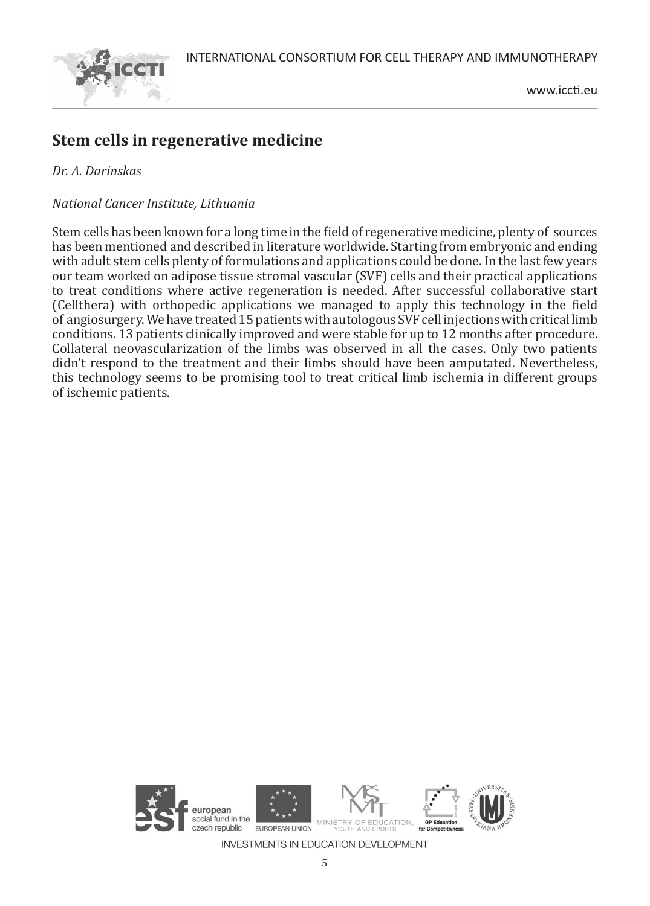## Stem cells in regenerative medicine

*Dr. A. Darinskas*

*National Cancer Institute, Lithuania*

Stem cells has been known for a long time in the field of regenerative medicine, plenty of sources has been mentioned and described in literature worldwide. Starting from embryonic and ending with adult stem cells plenty of formulations and applications could be done. In the last few years our team worked on adipose tissue stromal vascular (SVF) cells and their practical applications to treat conditions where active regeneration is needed. After successful collaborative start (Cellthera) with orthopedic applications we managed to apply this technology in the field of angiosurgery. We have treated 15 patients with autologous SVF cell injections with critical limb conditions. 13 patients clinically improved and were stable for up to 12 months after procedure. Collateral neovascularization of the limbs was observed in all the cases. Only two patients didn't respond to the treatment and their limbs should have been amputated. Nevertheless, this technology seems to be promising tool to treat critical limb ischemia in different groups of ischemic patients.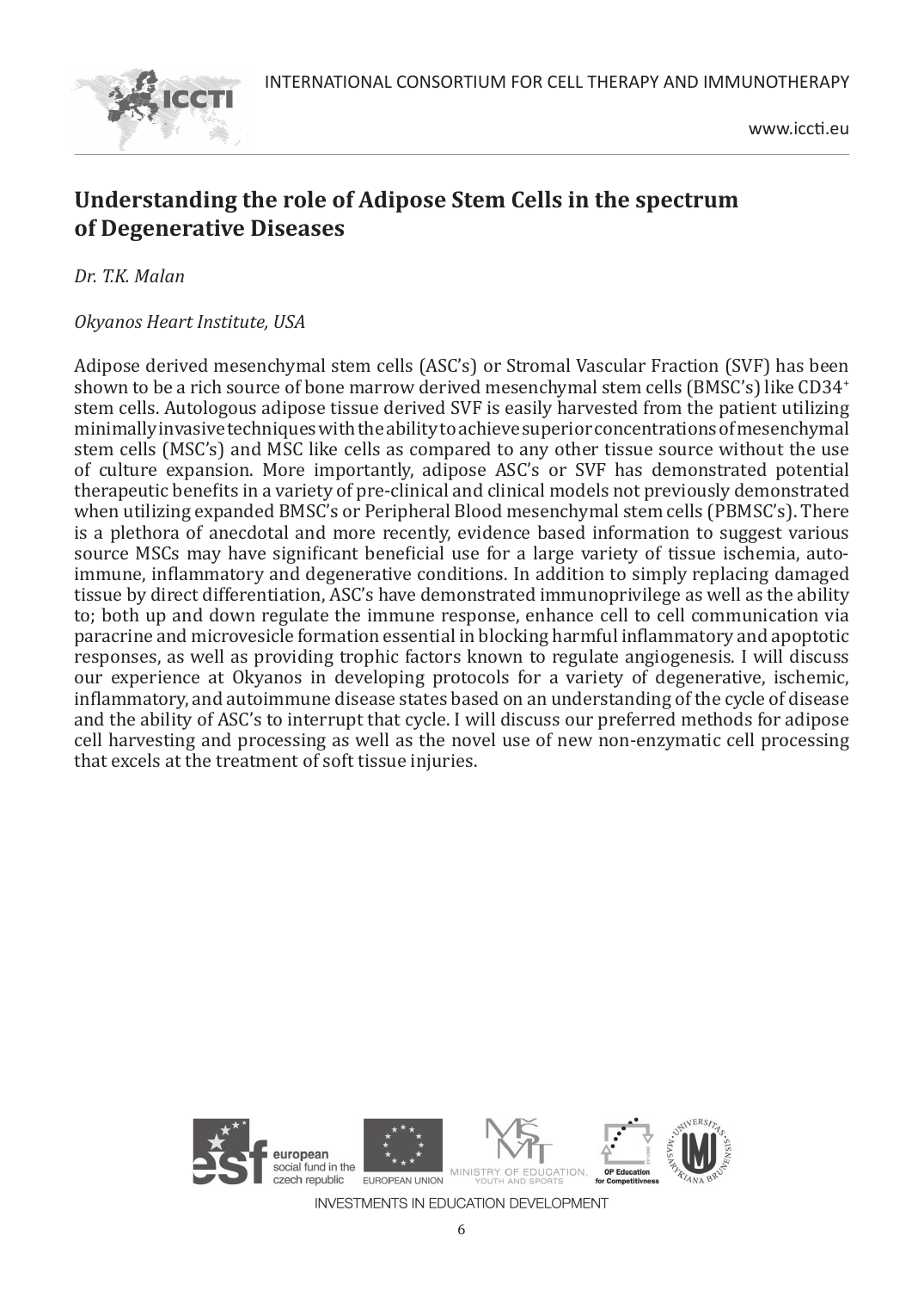## Understanding the role of Adipose Stem Cells in the spectrum of Degenerative Diseases

*Dr. T.K. Malan*

*Okyanos Heart Institute, USA*

Adipose derived mesenchymal stem cells (ASC's) or Stromal Vascular Fraction (SVF) has been shown to be a rich source of bone marrow derived mesenchymal stem cells (BMSC's) like CD34$^+$ stem cells. Autologous adipose tissue derived SVF is easily harvested from the patient utilizing minimally invasive techniques with the ability to achieve superior concentrations of mesenchymal stem cells (MSC's) and MSC like cells as compared to any other tissue source without the use of culture expansion. More importantly, adipose ASC's or SVF has demonstrated potential therapeutic benefits in a variety of pre-clinical and clinical models not previously demonstrated when utilizing expanded BMSC's or Peripheral Blood mesenchymal stem cells (PBMSC's). There is a plethora of anecdotal and more recently, evidence based information to suggest various source MSCs may have significant beneficial use for a large variety of tissue ischemia, auto-immune, inflammatory and degenerative conditions. In addition to simply replacing damaged tissue by direct differentiation, ASC's have demonstrated immunoprivilege as well as the ability to; both up and down regulate the immune response, enhance cell to cell communication via paracrine and microvesicle formation essential in blocking harmful inflammatory and apoptotic responses, as well as providing trophic factors known to regulate angiogenesis. I will discuss our experience at Okyanos in developing protocols for a variety of degenerative, ischemic, inflammatory, and autoimmune disease states based on an understanding of the cycle of disease and the ability of ASC's to interrupt that cycle. I will discuss our preferred methods for adipose cell harvesting and processing as well as the novel use of new non-enzymatic cell processing that excels at the treatment of soft tissue injuries.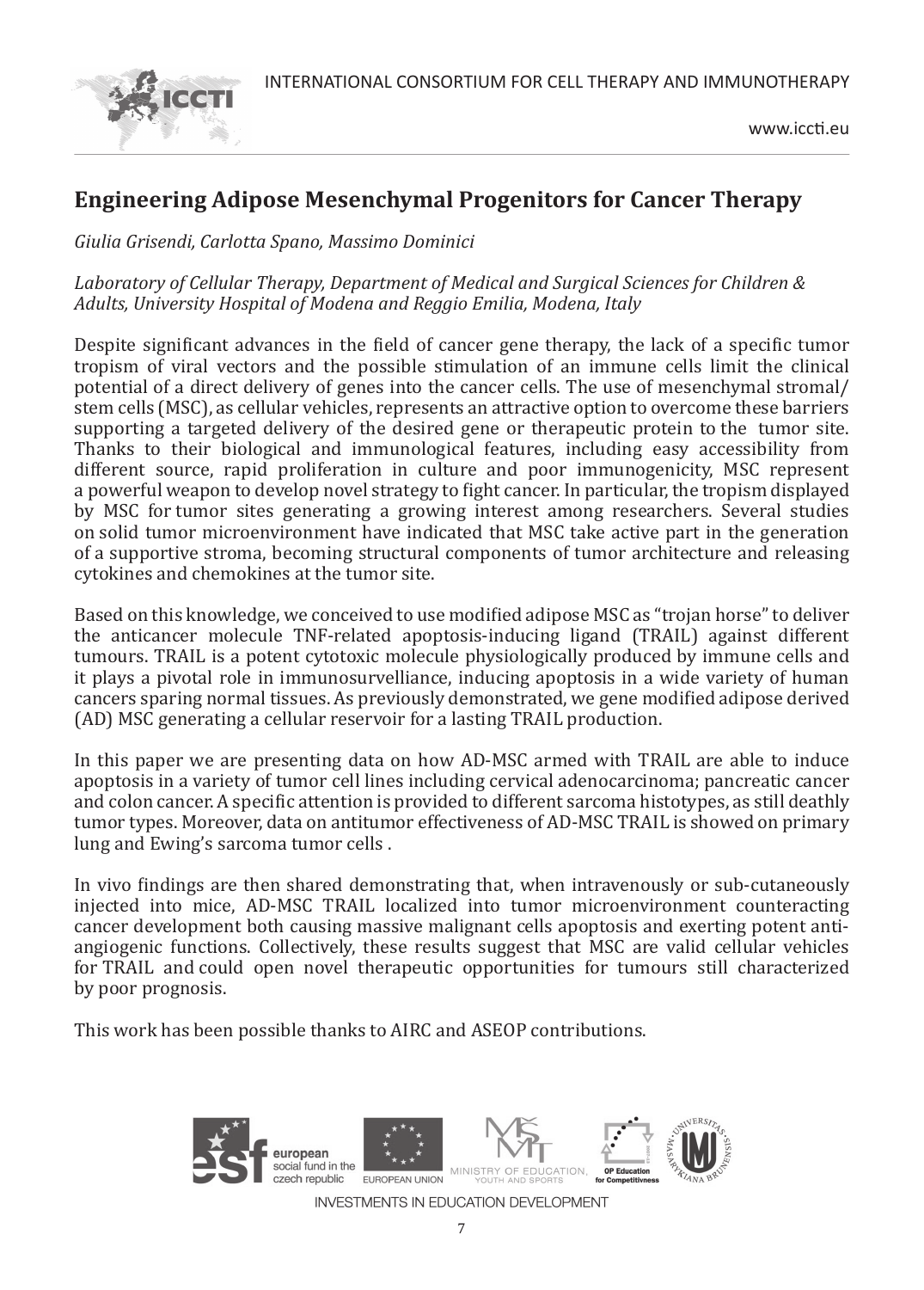## Engineering Adipose Mesenchymal Progenitors for Cancer Therapy

*Giulia Grisendi, Carlotta Spano, Massimo Dominici*

*Laboratory of Cellular Therapy, Department of Medical and Surgical Sciences for Children & Adults, University Hospital of Modena and Reggio Emilia, Modena, Italy*

Despite significant advances in the field of cancer gene therapy, the lack of a specific tumor tropism of viral vectors and the possible stimulation of an immune cells limit the clinical potential of a direct delivery of genes into the cancer cells. The use of mesenchymal stromal/stem cells (MSC), as cellular vehicles, represents an attractive option to overcome these barriers supporting a targeted delivery of the desired gene or therapeutic protein to the tumor site. Thanks to their biological and immunological features, including easy accessibility from different source, rapid proliferation in culture and poor immunogenicity, MSC represent a powerful weapon to develop novel strategy to fight cancer. In particular, the tropism displayed by MSC for tumor sites generating a growing interest among researchers. Several studies on solid tumor microenvironment have indicated that MSC take active part in the generation of a supportive stroma, becoming structural components of tumor architecture and releasing cytokines and chemokines at the tumor site.

Based on this knowledge, we conceived to use modified adipose MSC as "trojan horse" to deliver the anticancer molecule TNF-related apoptosis-inducing ligand (TRAIL) against different tumours. TRAIL is a potent cytotoxic molecule physiologically produced by immune cells and it plays a pivotal role in immunosurvelliance, inducing apoptosis in a wide variety of human cancers sparing normal tissues. As previously demonstrated, we gene modified adipose derived (AD) MSC generating a cellular reservoir for a lasting TRAIL production.

In this paper we are presenting data on how AD-MSC armed with TRAIL are able to induce apoptosis in a variety of tumor cell lines including cervical adenocarcinoma; pancreatic cancer and colon cancer. A specific attention is provided to different sarcoma histotypes, as still deathly tumor types. Moreover, data on antitumor effectiveness of AD-MSC TRAIL is showed on primary lung and Ewing's sarcoma tumor cells .

In vivo findings are then shared demonstrating that, when intravenously or sub-cutaneously injected into mice, AD-MSC TRAIL localized into tumor microenvironment counteracting cancer development both causing massive malignant cells apoptosis and exerting potent anti-angiogenic functions. Collectively, these results suggest that MSC are valid cellular vehicles for TRAIL and could open novel therapeutic opportunities for tumours still characterized by poor prognosis.

This work has been possible thanks to AIRC and ASEOP contributions.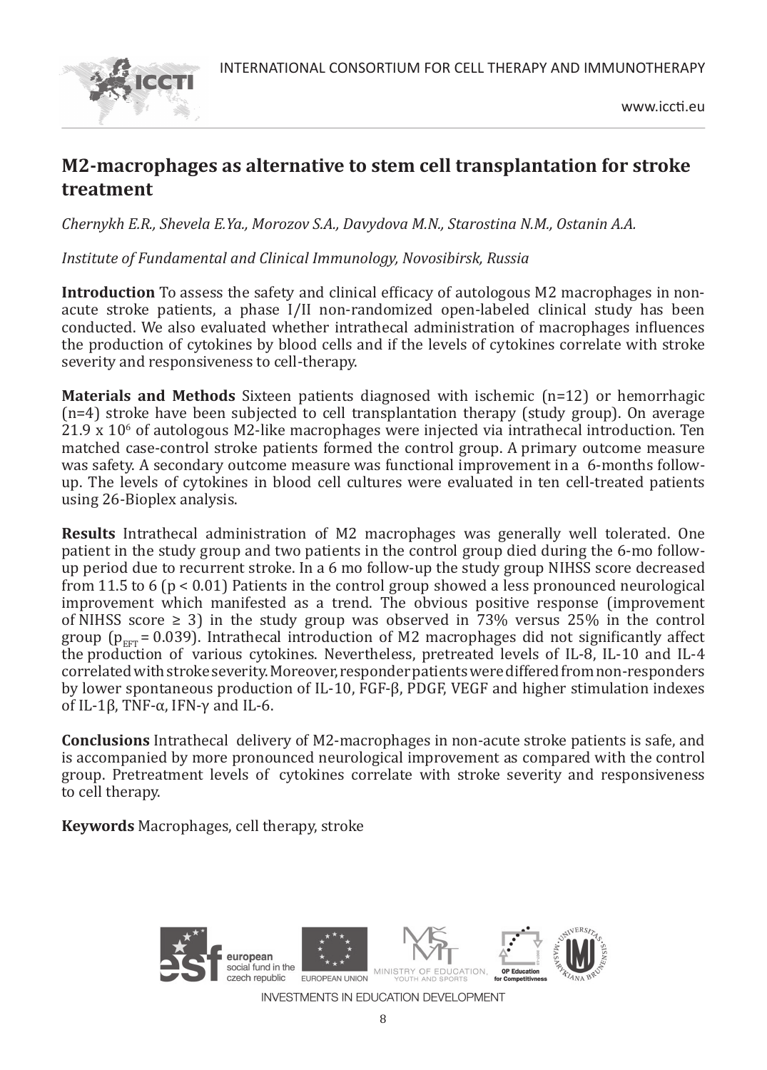## M2-macrophages as alternative to stem cell transplantation for stroke treatment

*Chernykh E.R., Shevela E.Ya., Morozov S.A., Davydova M.N., Starostina N.M., Ostanin A.A.*

*Institute of Fundamental and Clinical Immunology, Novosibirsk, Russia*

**Introduction** To assess the safety and clinical efficacy of autologous M2 macrophages in non-acute stroke patients, a phase I/II non-randomized open-labeled clinical study has been conducted. We also evaluated whether intrathecal administration of macrophages influences the production of cytokines by blood cells and if the levels of cytokines correlate with stroke severity and responsiveness to cell-therapy.

**Materials and Methods** Sixteen patients diagnosed with ischemic (n=12) or hemorrhagic (n=4) stroke have been subjected to cell transplantation therapy (study group). On average $21.9 \times 10^6$ of autologous M2-like macrophages were injected via intrathecal introduction. Ten matched case-control stroke patients formed the control group. A primary outcome measure was safety. A secondary outcome measure was functional improvement in a 6-months follow-up. The levels of cytokines in blood cell cultures were evaluated in ten cell-treated patients using 26-Bioplex analysis.

**Results** Intrathecal administration of M2 macrophages was generally well tolerated. One patient in the study group and two patients in the control group died during the 6-mo follow-up period due to recurrent stroke. In a 6 mo follow-up the study group NIHSS score decreased from 11.5 to 6 ($p < 0.01$) Patients in the control group showed a less pronounced neurological improvement which manifested as a trend. The obvious positive response (improvement of NIHSS score ≥ 3) in the study group was observed in 73% versus 25% in the control group ($p_{EFT} = 0.039$). Intrathecal introduction of M2 macrophages did not significantly affect the production of various cytokines. Nevertheless, pretreated levels of IL-8, IL-10 and IL-4 correlated with stroke severity. Moreover, responder patients were differed from non-responders by lower spontaneous production of IL-10, FGF-β, PDGF, VEGF and higher stimulation indexes of IL-1β, TNF-α, IFN-γ and IL-6.

**Conclusions** Intrathecal delivery of M2-macrophages in non-acute stroke patients is safe, and is accompanied by more pronounced neurological improvement as compared with the control group. Pretreatment levels of cytokines correlate with stroke severity and responsiveness to cell therapy.

**Keywords** Macrophages, cell therapy, stroke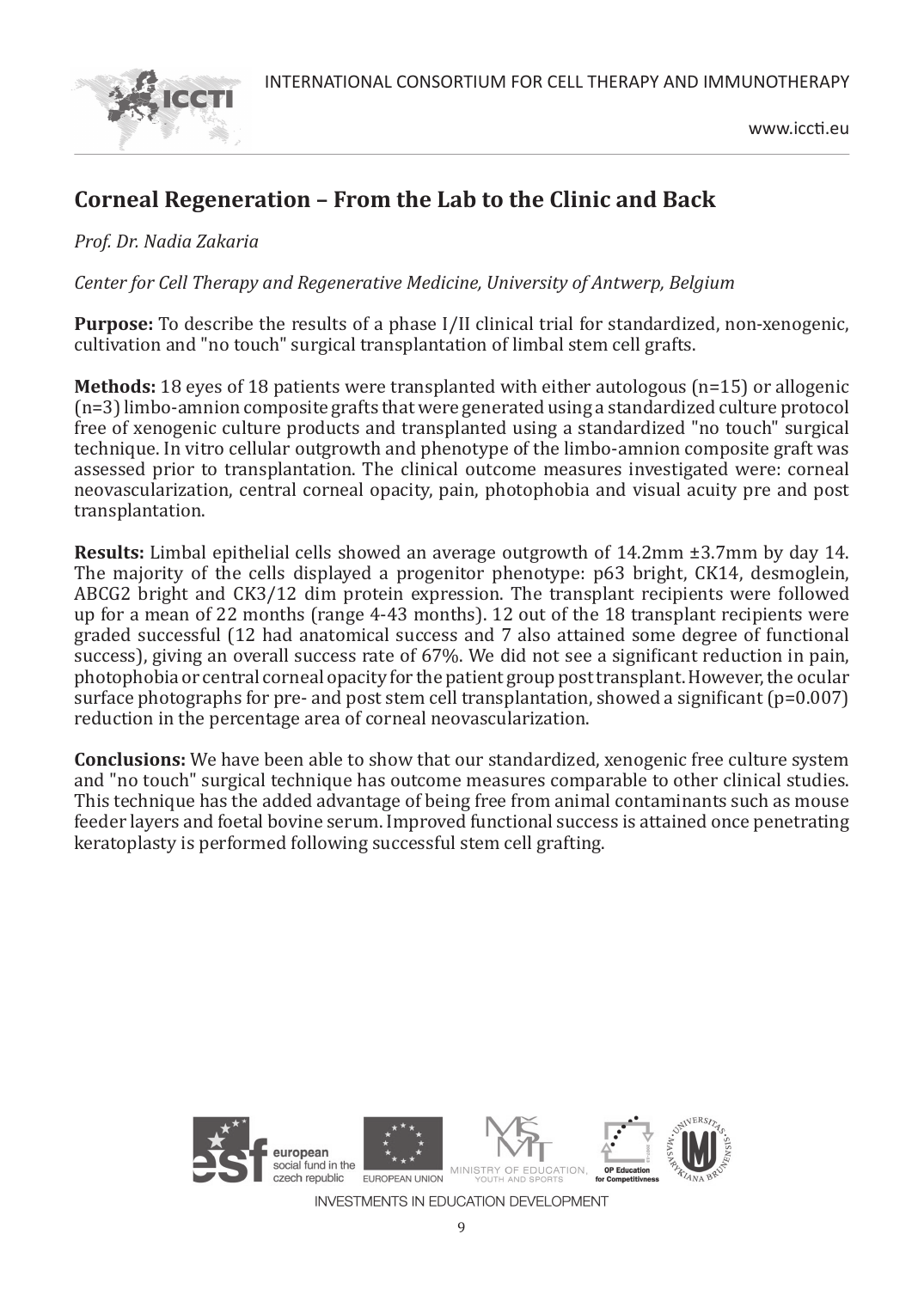## Corneal Regeneration – From the Lab to the Clinic and Back

*Prof. Dr. Nadia Zakaria*

*Center for Cell Therapy and Regenerative Medicine, University of Antwerp, Belgium*

**Purpose:** To describe the results of a phase I/II clinical trial for standardized, non-xenogenic, cultivation and "no touch" surgical transplantation of limbal stem cell grafts.

**Methods:** 18 eyes of 18 patients were transplanted with either autologous (n=15) or allogenic (n=3) limbo-amnion composite grafts that were generated using a standardized culture protocol free of xenogenic culture products and transplanted using a standardized "no touch" surgical technique. In vitro cellular outgrowth and phenotype of the limbo-amnion composite graft was assessed prior to transplantation. The clinical outcome measures investigated were: corneal neovascularization, central corneal opacity, pain, photophobia and visual acuity pre and post transplantation.

**Results:** Limbal epithelial cells showed an average outgrowth of 14.2mm ±3.7mm by day 14. The majority of the cells displayed a progenitor phenotype: p63 bright, CK14, desmoglein, ABCG2 bright and CK3/12 dim protein expression. The transplant recipients were followed up for a mean of 22 months (range 4-43 months). 12 out of the 18 transplant recipients were graded successful (12 had anatomical success and 7 also attained some degree of functional success), giving an overall success rate of 67%. We did not see a significant reduction in pain, photophobia or central corneal opacity for the patient group post transplant. However, the ocular surface photographs for pre- and post stem cell transplantation, showed a significant ($p=0.007$) reduction in the percentage area of corneal neovascularization.

**Conclusions:** We have been able to show that our standardized, xenogenic free culture system and "no touch" surgical technique has outcome measures comparable to other clinical studies. This technique has the added advantage of being free from animal contaminants such as mouse feeder layers and foetal bovine serum. Improved functional success is attained once penetrating keratoplasty is performed following successful stem cell grafting.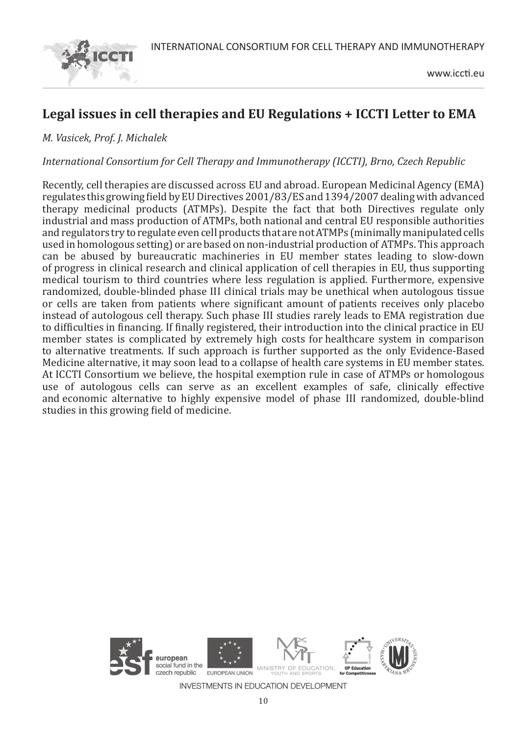## Legal issues in cell therapies and EU Regulations + ICCTI Letter to EMA

*M. Vasicek, Prof. J. Michalek*

*International Consortium for Cell Therapy and Immunotherapy (ICCTI), Brno, Czech Republic*

Recently, cell therapies are discussed across EU and abroad. European Medicinal Agency (EMA) regulates this growing field by EU Directives 2001/83/ES and 1394/2007 dealing with advanced therapy medicinal products (ATMPs). Despite the fact that both Directives regulate only industrial and mass production of ATMPs, both national and central EU responsible authorities and regulators try to regulate even cell products that are not ATMPs (minimally manipulated cells used in homologous setting) or are based on non-industrial production of ATMPs. This approach can be abused by bureaucratic machineries in EU member states leading to slow-down of progress in clinical research and clinical application of cell therapies in EU, thus supporting medical tourism to third countries where less regulation is applied. Furthermore, expensive randomized, double-blinded phase III clinical trials may be unethical when autologous tissue or cells are taken from patients where significant amount of patients receives only placebo instead of autologous cell therapy. Such phase III studies rarely leads to EMA registration due to difficulties in financing. If finally registered, their introduction into the clinical practice in EU member states is complicated by extremely high costs for healthcare system in comparison to alternative treatments. If such approach is further supported as the only Evidence-Based Medicine alternative, it may soon lead to a collapse of health care systems in EU member states. At ICCTI Consortium we believe, the hospital exemption rule in case of ATMPs or homologous use of autologous cells can serve as an excellent examples of safe, clinically effective and economic alternative to highly expensive model of phase III randomized, double-blind studies in this growing field of medicine.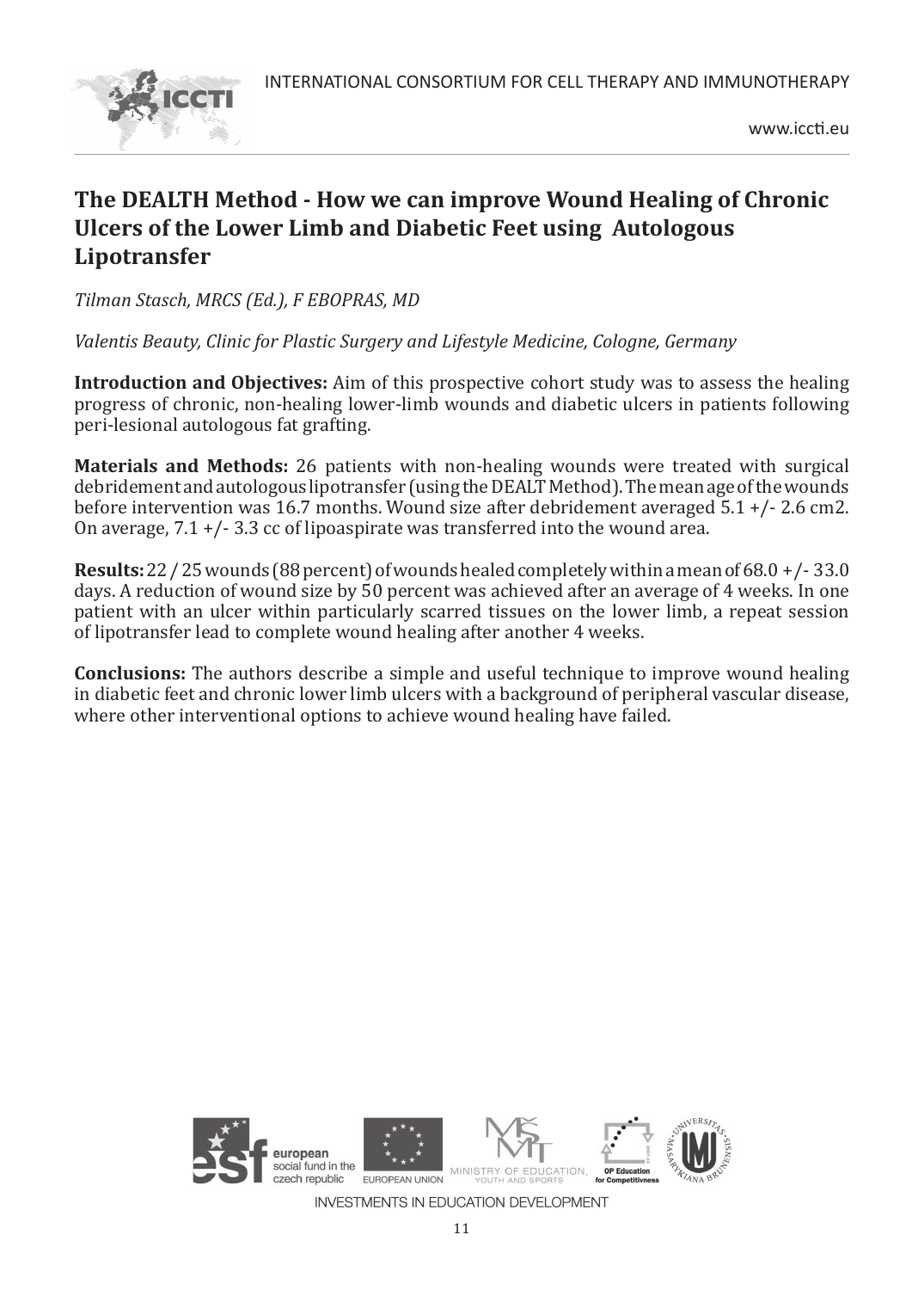## The DEALTH Method - How we can improve Wound Healing of Chronic Ulcers of the Lower Limb and Diabetic Feet using Autologous Lipotransfer

*Tilman Stasch, MRCS (Ed.), F EBOPRAS, MD*

*Valentis Beauty, Clinic for Plastic Surgery and Lifestyle Medicine, Cologne, Germany*

**Introduction and Objectives:** Aim of this prospective cohort study was to assess the healing progress of chronic, non-healing lower-limb wounds and diabetic ulcers in patients following peri-lesional autologous fat grafting.

**Materials and Methods:** 26 patients with non-healing wounds were treated with surgical debridement and autologous lipotransfer (using the DEALT Method). The mean age of the wounds before intervention was 16.7 months. Wound size after debridement averaged 5.1 +/- 2.6 cm2. On average, 7.1 +/- 3.3 cc of lipoaspirate was transferred into the wound area.

**Results:** 22 / 25 wounds (88 percent) of wounds healed completely within a mean of 68.0 +/- 33.0 days. A reduction of wound size by 50 percent was achieved after an average of 4 weeks. In one patient with an ulcer within particularly scarred tissues on the lower limb, a repeat session of lipotransfer lead to complete wound healing after another 4 weeks.

**Conclusions:** The authors describe a simple and useful technique to improve wound healing in diabetic feet and chronic lower limb ulcers with a background of peripheral vascular disease, where other interventional options to achieve wound healing have failed.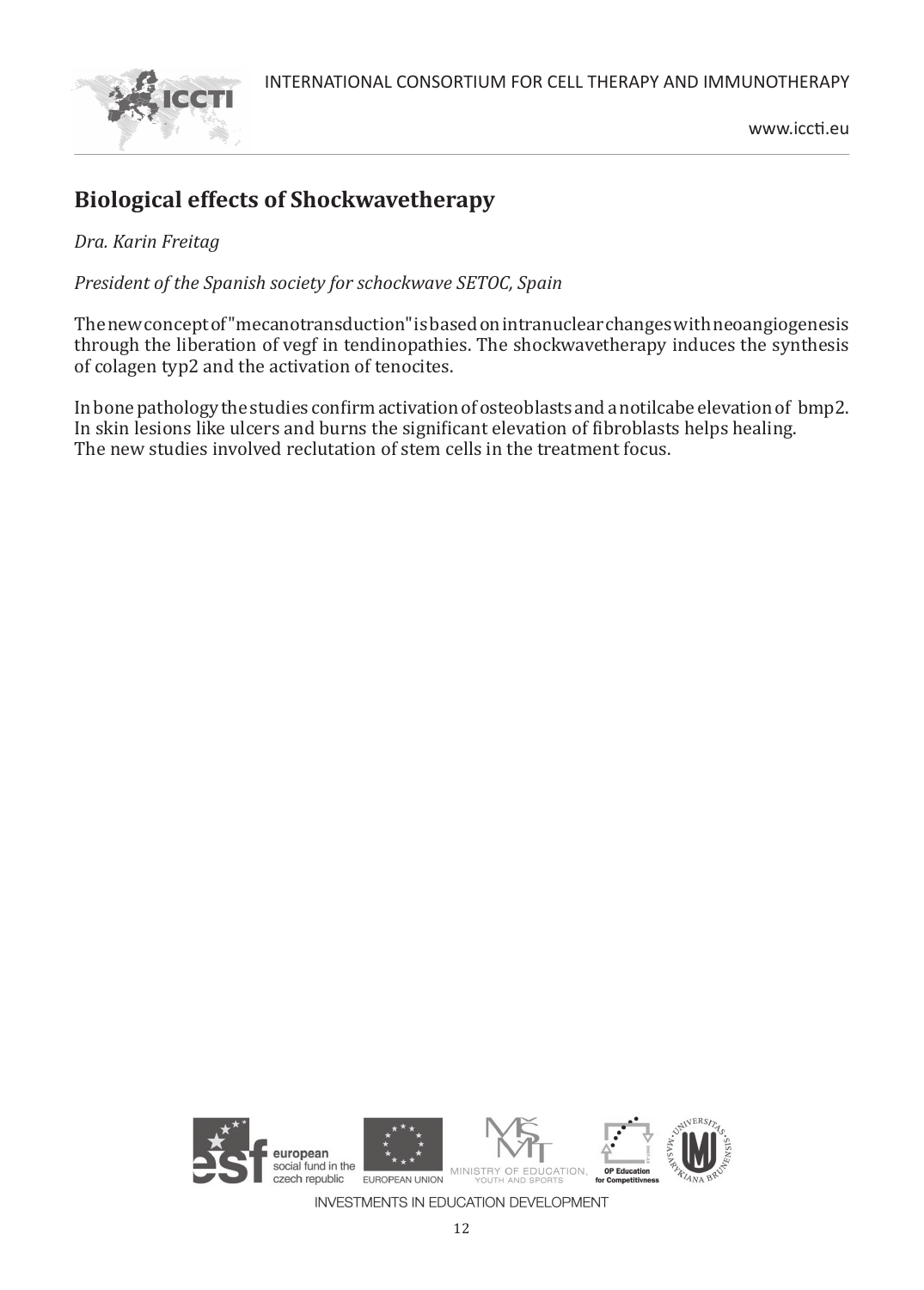## Biological effects of Shockwavetherapy

*Dra. Karin Freitag*

*President of the Spanish society for schockwave SETOC, Spain*

The new concept of "mecanotransduction" is based on intranuclear changes with neoangiogenesis through the liberation of vegf in tendinopathies. The shockwavetherapy induces the synthesis of colagen typ2 and the activation of tenocites.

In bone pathology the studies confirm activation of osteoblasts and a notilcabe elevation of bmp2. In skin lesions like ulcers and burns the significant elevation of fibroblasts helps healing. The new studies involved reclutation of stem cells in the treatment focus.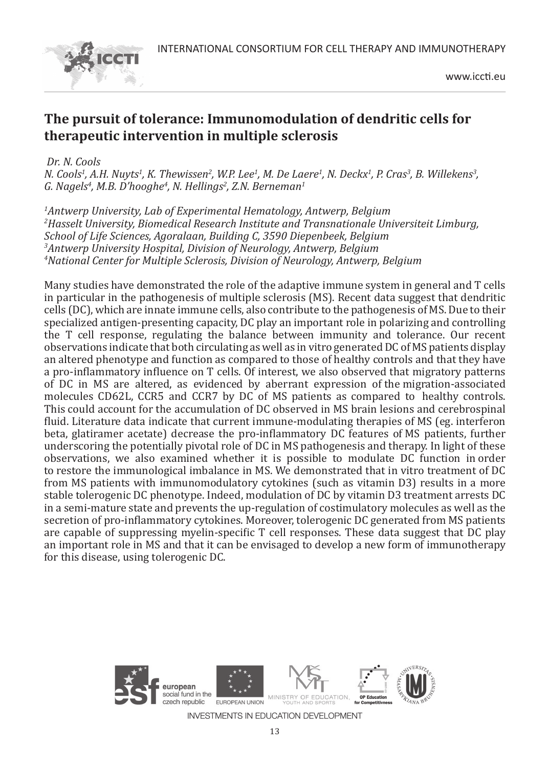## The pursuit of tolerance: Immunomodulation of dendritic cells for therapeutic intervention in multiple sclerosis

*Dr. N. Cools*

*N. Cools[1], A.H. Nuyts[1], K. Thewissen[2], W.P. Lee[1], M. De Laere[1], N. Deckx[1], P. Cras[3], B. Willekens[3], G. Nagels[4], M.B. D'hooghe[4], N. Hellings[2], Z.N. Berneman[1]*

*[1]Antwerp University, Lab of Experimental Hematology, Antwerp, Belgium*
*[2]Hasselt University, Biomedical Research Institute and Transnationale Universiteit Limburg, School of Life Sciences, Agoralaan, Building C, 3590 Diepenbeek, Belgium*
*[3]Antwerp University Hospital, Division of Neurology, Antwerp, Belgium*
*[4]National Center for Multiple Sclerosis, Division of Neurology, Antwerp, Belgium*

Many studies have demonstrated the role of the adaptive immune system in general and T cells in particular in the pathogenesis of multiple sclerosis (MS). Recent data suggest that dendritic cells (DC), which are innate immune cells, also contribute to the pathogenesis of MS. Due to their specialized antigen-presenting capacity, DC play an important role in polarizing and controlling the T cell response, regulating the balance between immunity and tolerance. Our recent observations indicate that both circulating as well as in vitro generated DC of MS patients display an altered phenotype and function as compared to those of healthy controls and that they have a pro-inflammatory influence on T cells. Of interest, we also observed that migratory patterns of DC in MS are altered, as evidenced by aberrant expression of the migration-associated molecules CD62L, CCR5 and CCR7 by DC of MS patients as compared to healthy controls. This could account for the accumulation of DC observed in MS brain lesions and cerebrospinal fluid. Literature data indicate that current immune-modulating therapies of MS (eg. interferon beta, glatiramer acetate) decrease the pro-inflammatory DC features of MS patients, further underscoring the potentially pivotal role of DC in MS pathogenesis and therapy. In light of these observations, we also examined whether it is possible to modulate DC function in order to restore the immunological imbalance in MS. We demonstrated that in vitro treatment of DC from MS patients with immunomodulatory cytokines (such as vitamin D3) results in a more stable tolerogenic DC phenotype. Indeed, modulation of DC by vitamin D3 treatment arrests DC in a semi-mature state and prevents the up-regulation of costimulatory molecules as well as the secretion of pro-inflammatory cytokines. Moreover, tolerogenic DC generated from MS patients are capable of suppressing myelin-specific T cell responses. These data suggest that DC play an important role in MS and that it can be envisaged to develop a new form of immunotherapy for this disease, using tolerogenic DC.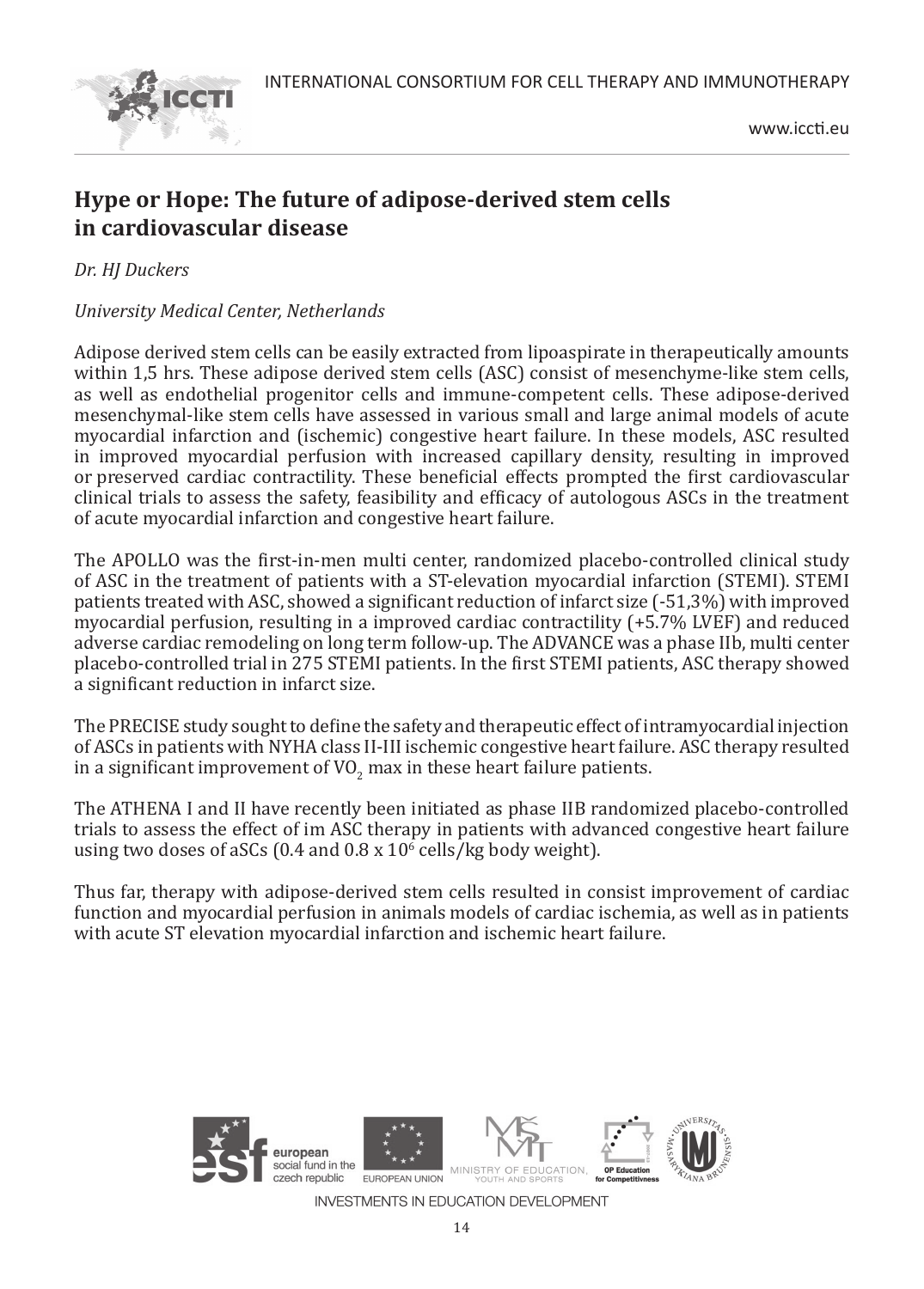## Hype or Hope: The future of adipose-derived stem cells in cardiovascular disease

*Dr. HJ Duckers*

*University Medical Center, Netherlands*

Adipose derived stem cells can be easily extracted from lipoaspirate in therapeutically amounts within 1,5 hrs. These adipose derived stem cells (ASC) consist of mesenchyme-like stem cells, as well as endothelial progenitor cells and immune-competent cells. These adipose-derived mesenchymal-like stem cells have assessed in various small and large animal models of acute myocardial infarction and (ischemic) congestive heart failure. In these models, ASC resulted in improved myocardial perfusion with increased capillary density, resulting in improved or preserved cardiac contractility. These beneficial effects prompted the first cardiovascular clinical trials to assess the safety, feasibility and efficacy of autologous ASCs in the treatment of acute myocardial infarction and congestive heart failure.

The APOLLO was the first-in-men multi center, randomized placebo-controlled clinical study of ASC in the treatment of patients with a ST-elevation myocardial infarction (STEMI). STEMI patients treated with ASC, showed a significant reduction of infarct size (-51,3%) with improved myocardial perfusion, resulting in a improved cardiac contractility (+5.7% LVEF) and reduced adverse cardiac remodeling on long term follow-up. The ADVANCE was a phase IIb, multi center placebo-controlled trial in 275 STEMI patients. In the first STEMI patients, ASC therapy showed a significant reduction in infarct size.

The PRECISE study sought to define the safety and therapeutic effect of intramyocardial injection of ASCs in patients with NYHA class II-III ischemic congestive heart failure. ASC therapy resulted in a significant improvement of $VO_2$ max in these heart failure patients.

The ATHENA I and II have recently been initiated as phase IIB randomized placebo-controlled trials to assess the effect of im ASC therapy in patients with advanced congestive heart failure using two doses of aSCs (0.4 and 0.8 x $10^6$ cells/kg body weight).

Thus far, therapy with adipose-derived stem cells resulted in consist improvement of cardiac function and myocardial perfusion in animals models of cardiac ischemia, as well as in patients with acute ST elevation myocardial infarction and ischemic heart failure.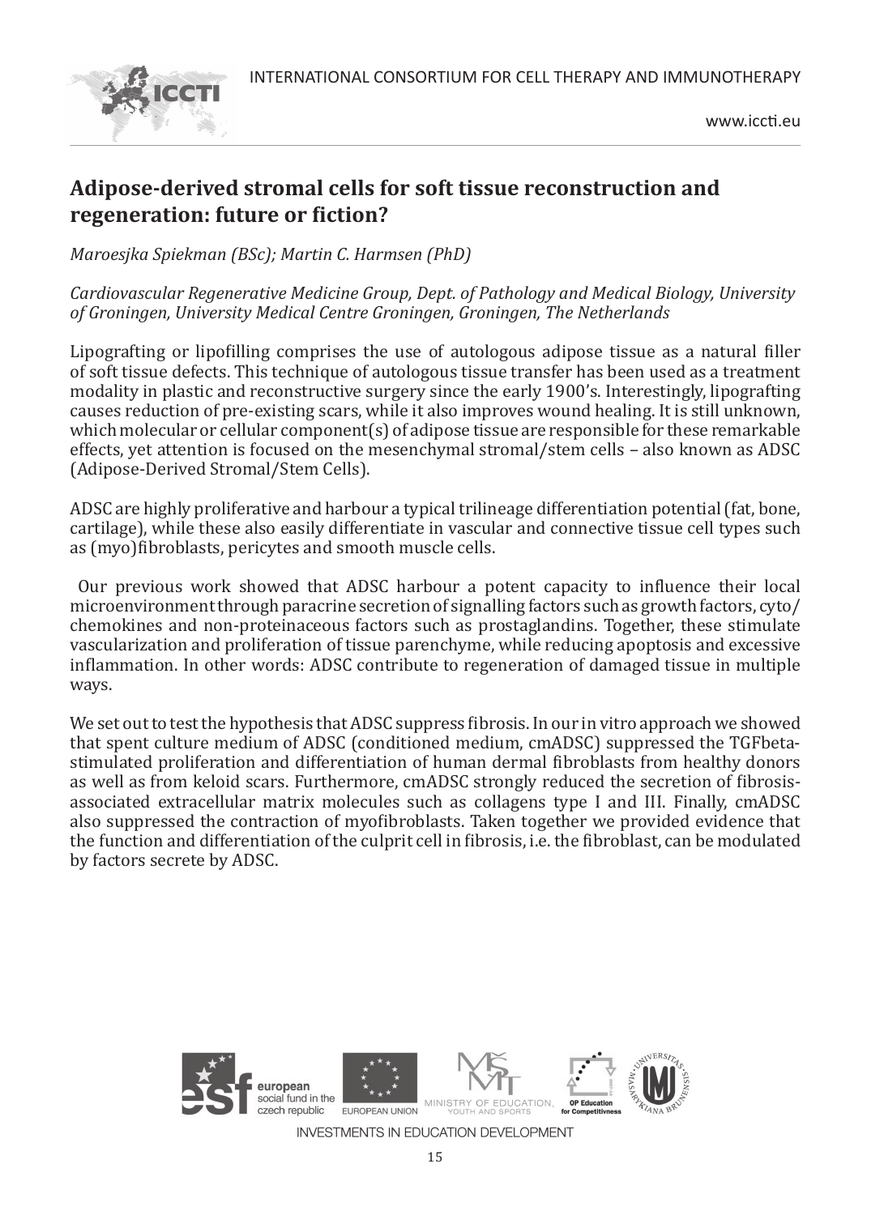## Adipose-derived stromal cells for soft tissue reconstruction and regeneration: future or fiction?

*Maroesjka Spiekman (BSc); Martin C. Harmsen (PhD)*

*Cardiovascular Regenerative Medicine Group, Dept. of Pathology and Medical Biology, University of Groningen, University Medical Centre Groningen, Groningen, The Netherlands*

Lipografting or lipofilling comprises the use of autologous adipose tissue as a natural filler of soft tissue defects. This technique of autologous tissue transfer has been used as a treatment modality in plastic and reconstructive surgery since the early 1900's. Interestingly, lipografting causes reduction of pre-existing scars, while it also improves wound healing. It is still unknown, which molecular or cellular component(s) of adipose tissue are responsible for these remarkable effects, yet attention is focused on the mesenchymal stromal/stem cells – also known as ADSC (Adipose-Derived Stromal/Stem Cells).

ADSC are highly proliferative and harbour a typical trilineage differentiation potential (fat, bone, cartilage), while these also easily differentiate in vascular and connective tissue cell types such as (myo)fibroblasts, pericytes and smooth muscle cells.

Our previous work showed that ADSC harbour a potent capacity to influence their local microenvironment through paracrine secretion of signalling factors such as growth factors, cyto/chemokines and non-proteinaceous factors such as prostaglandins. Together, these stimulate vascularization and proliferation of tissue parenchyme, while reducing apoptosis and excessive inflammation. In other words: ADSC contribute to regeneration of damaged tissue in multiple ways.

We set out to test the hypothesis that ADSC suppress fibrosis. In our in vitro approach we showed that spent culture medium of ADSC (conditioned medium, cmADSC) suppressed the TGFbeta-stimulated proliferation and differentiation of human dermal fibroblasts from healthy donors as well as from keloid scars. Furthermore, cmADSC strongly reduced the secretion of fibrosis-associated extracellular matrix molecules such as collagens type I and III. Finally, cmADSC also suppressed the contraction of myofibroblasts. Taken together we provided evidence that the function and differentiation of the culprit cell in fibrosis, i.e. the fibroblast, can be modulated by factors secrete by ADSC.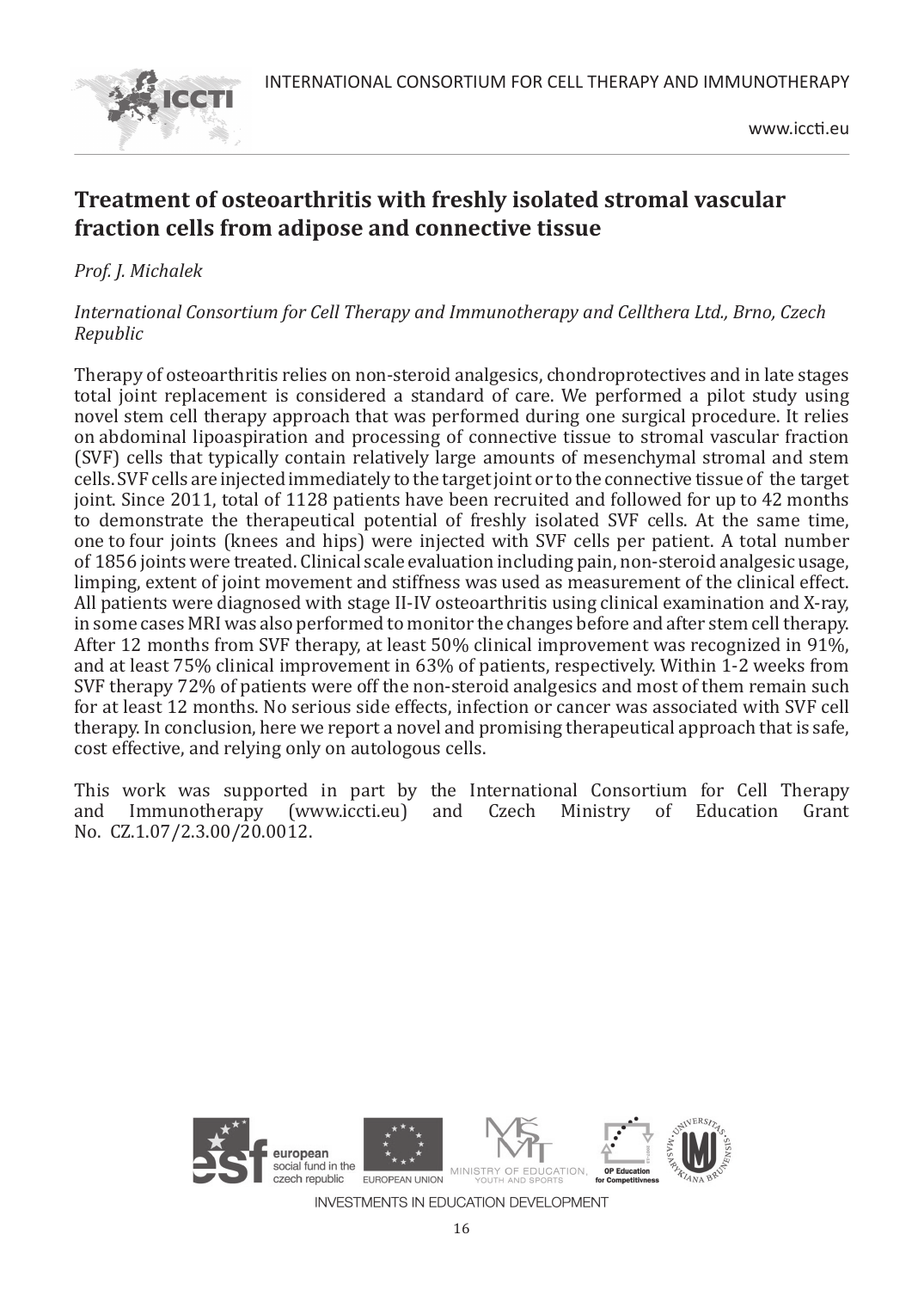## Treatment of osteoarthritis with freshly isolated stromal vascular fraction cells from adipose and connective tissue

*Prof. J. Michalek*

*International Consortium for Cell Therapy and Immunotherapy and Cellthera Ltd., Brno, Czech Republic*

Therapy of osteoarthritis relies on non-steroid analgesics, chondroprotectives and in late stages total joint replacement is considered a standard of care. We performed a pilot study using novel stem cell therapy approach that was performed during one surgical procedure. It relies on abdominal lipoaspiration and processing of connective tissue to stromal vascular fraction (SVF) cells that typically contain relatively large amounts of mesenchymal stromal and stem cells. SVF cells are injected immediately to the target joint or to the connective tissue of the target joint. Since 2011, total of 1128 patients have been recruited and followed for up to 42 months to demonstrate the therapeutical potential of freshly isolated SVF cells. At the same time, one to four joints (knees and hips) were injected with SVF cells per patient. A total number of 1856 joints were treated. Clinical scale evaluation including pain, non-steroid analgesic usage, limping, extent of joint movement and stiffness was used as measurement of the clinical effect. All patients were diagnosed with stage II-IV osteoarthritis using clinical examination and X-ray, in some cases MRI was also performed to monitor the changes before and after stem cell therapy. After 12 months from SVF therapy, at least 50% clinical improvement was recognized in 91%, and at least 75% clinical improvement in 63% of patients, respectively. Within 1-2 weeks from SVF therapy 72% of patients were off the non-steroid analgesics and most of them remain such for at least 12 months. No serious side effects, infection or cancer was associated with SVF cell therapy. In conclusion, here we report a novel and promising therapeutical approach that is safe, cost effective, and relying only on autologous cells.

This work was supported in part by the International Consortium for Cell Therapy and Immunotherapy (www.iccti.eu) and Czech Ministry of Education Grant No. CZ.1.07/2.3.00/20.0012.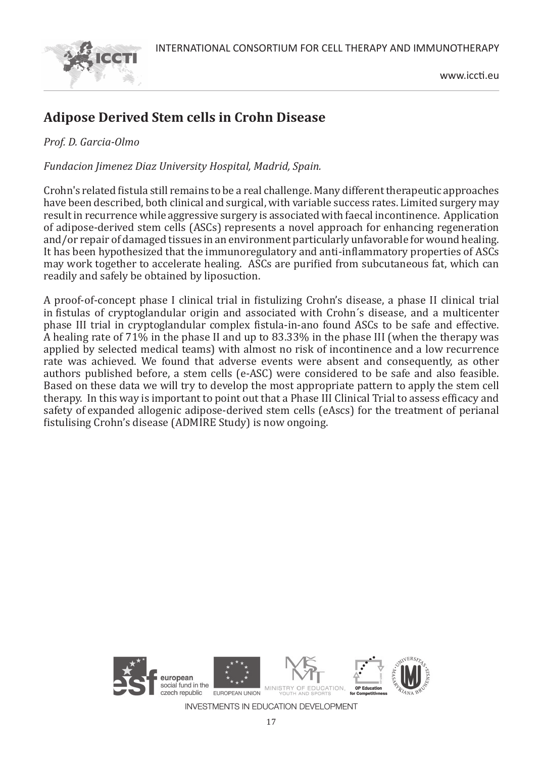## Adipose Derived Stem cells in Crohn Disease

*Prof. D. Garcia-Olmo*

*Fundacion Jimenez Diaz University Hospital, Madrid, Spain.*

Crohn's related fistula still remains to be a real challenge. Many different therapeutic approaches have been described, both clinical and surgical, with variable success rates. Limited surgery may result in recurrence while aggressive surgery is associated with faecal incontinence. Application of adipose-derived stem cells (ASCs) represents a novel approach for enhancing regeneration and/or repair of damaged tissues in an environment particularly unfavorable for wound healing. It has been hypothesized that the immunoregulatory and anti-inflammatory properties of ASCs may work together to accelerate healing. ASCs are purified from subcutaneous fat, which can readily and safely be obtained by liposuction.

A proof-of-concept phase I clinical trial in fistulizing Crohn's disease, a phase II clinical trial in fistulas of cryptoglandular origin and associated with Crohn´s disease, and a multicenter phase III trial in cryptoglandular complex fistula-in-ano found ASCs to be safe and effective. A healing rate of 71% in the phase II and up to 83.33% in the phase III (when the therapy was applied by selected medical teams) with almost no risk of incontinence and a low recurrence rate was achieved. We found that adverse events were absent and consequently, as other authors published before, a stem cells (e-ASC) were considered to be safe and also feasible. Based on these data we will try to develop the most appropriate pattern to apply the stem cell therapy. In this way is important to point out that a Phase III Clinical Trial to assess efficacy and safety of expanded allogenic adipose-derived stem cells (eAscs) for the treatment of perianal fistulising Crohn's disease (ADMIRE Study) is now ongoing.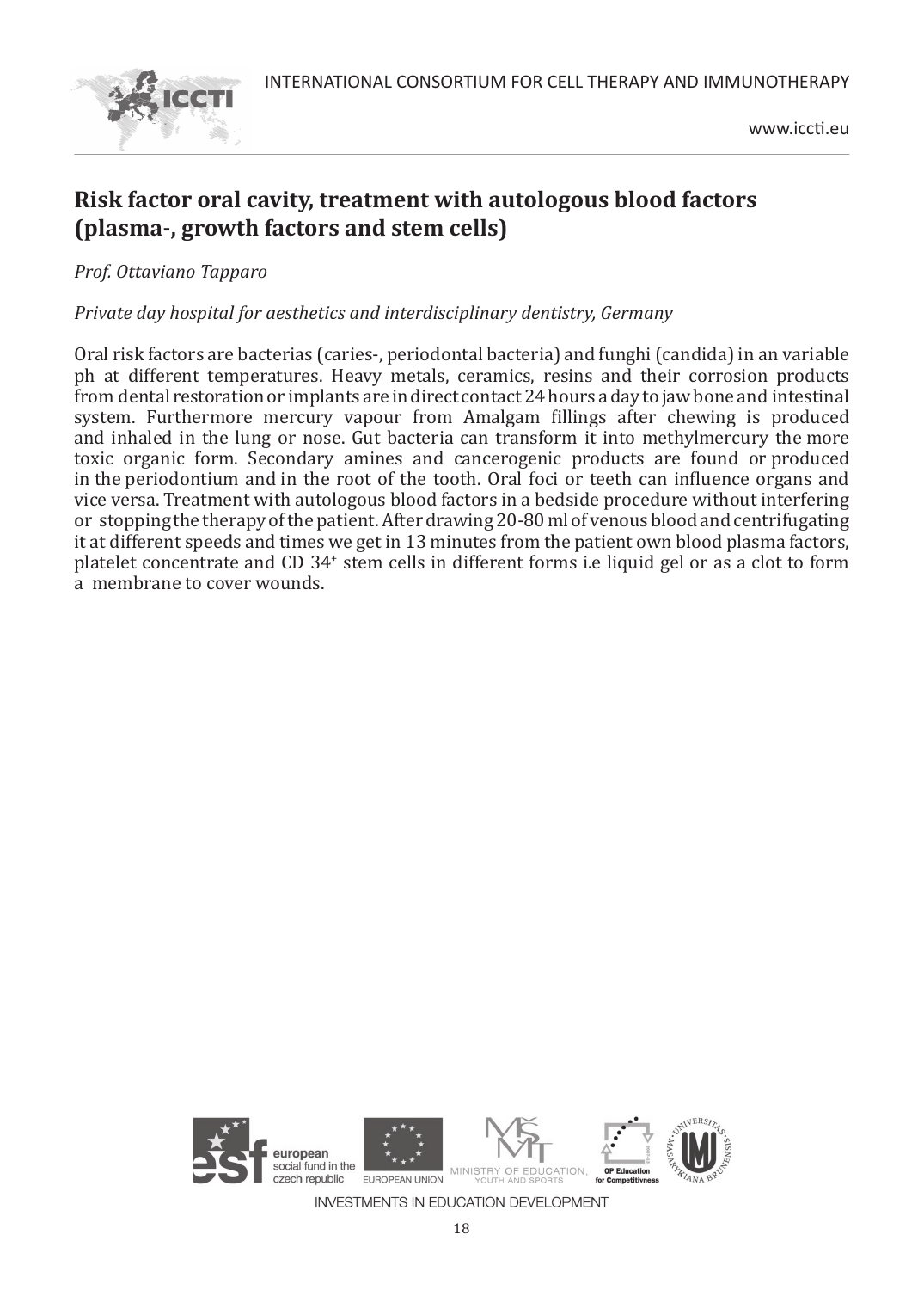## Risk factor oral cavity, treatment with autologous blood factors (plasma-, growth factors and stem cells)

*Prof. Ottaviano Tapparo*

*Private day hospital for aesthetics and interdisciplinary dentistry, Germany*

Oral risk factors are bacterias (caries-, periodontal bacteria) and funghi (candida) in an variable ph at different temperatures. Heavy metals, ceramics, resins and their corrosion products from dental restoration or implants are in direct contact 24 hours a day to jaw bone and intestinal system. Furthermore mercury vapour from Amalgam fillings after chewing is produced and inhaled in the lung or nose. Gut bacteria can transform it into methylmercury the more toxic organic form. Secondary amines and cancerogenic products are found or produced in the periodontium and in the root of the tooth. Oral foci or teeth can influence organs and vice versa. Treatment with autologous blood factors in a bedside procedure without interfering or stopping the therapy of the patient. After drawing 20-80 ml of venous blood and centrifugating it at different speeds and times we get in 13 minutes from the patient own blood plasma factors, platelet concentrate and CD $34^{+}$ stem cells in different forms i.e liquid gel or as a clot to form a membrane to cover wounds.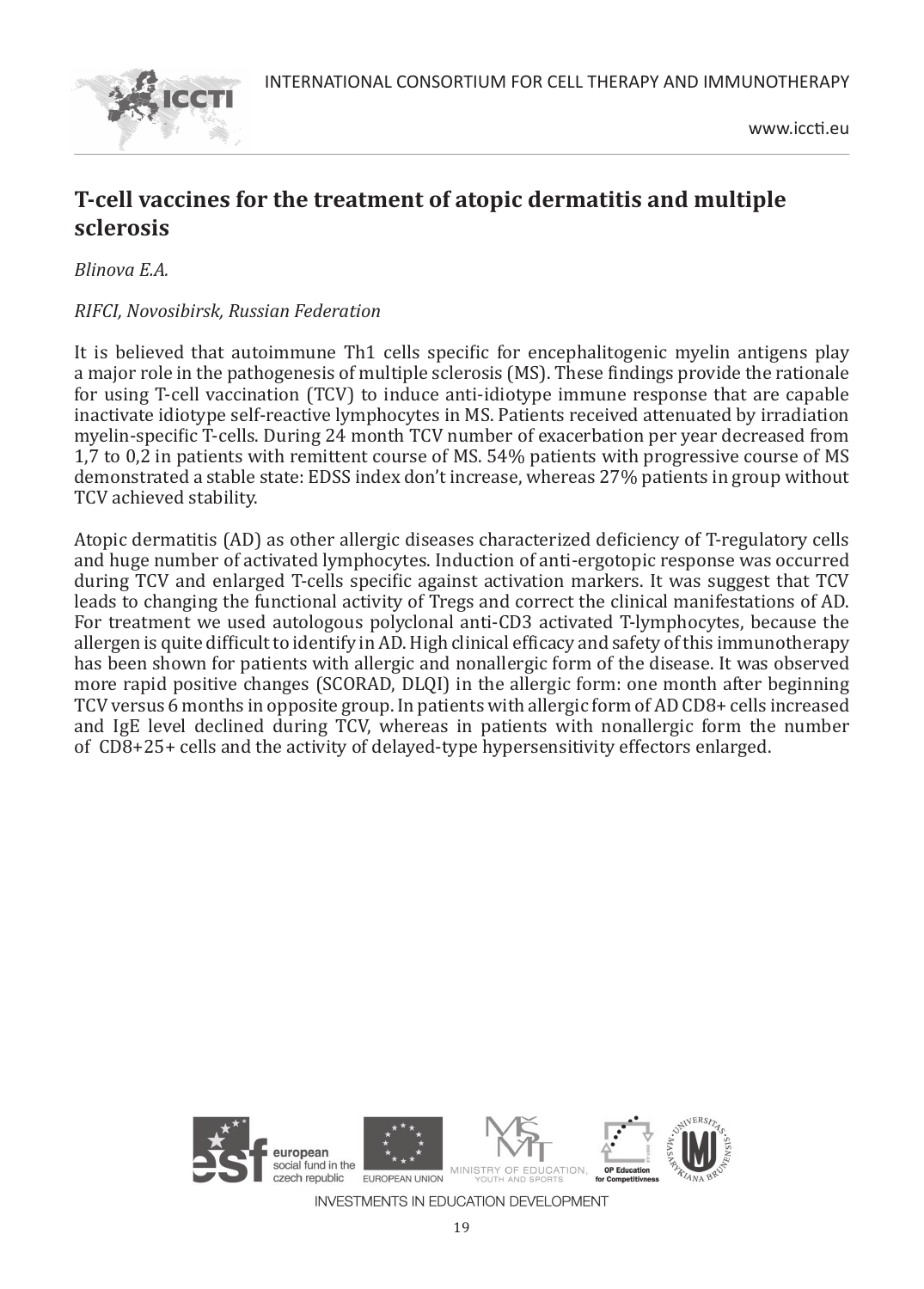## T-cell vaccines for the treatment of atopic dermatitis and multiple sclerosis

*Blinova E.A.*

*RIFCI, Novosibirsk, Russian Federation*

It is believed that autoimmune Th1 cells specific for encephalitogenic myelin antigens play a major role in the pathogenesis of multiple sclerosis (MS). These findings provide the rationale for using T-cell vaccination (TCV) to induce anti-idiotype immune response that are capable inactivate idiotype self-reactive lymphocytes in MS. Patients received attenuated by irradiation myelin-specific T-cells. During 24 month TCV number of exacerbation per year decreased from 1,7 to 0,2 in patients with remittent course of MS. 54% patients with progressive course of MS demonstrated a stable state: EDSS index don't increase, whereas 27% patients in group without TCV achieved stability.

Atopic dermatitis (AD) as other allergic diseases characterized deficiency of T-regulatory cells and huge number of activated lymphocytes. Induction of anti-ergotopic response was occurred during TCV and enlarged T-cells specific against activation markers. It was suggest that TCV leads to changing the functional activity of Tregs and correct the clinical manifestations of AD. For treatment we used autologous polyclonal anti-CD3 activated T-lymphocytes, because the allergen is quite difficult to identify in AD. High clinical efficacy and safety of this immunotherapy has been shown for patients with allergic and nonallergic form of the disease. It was observed more rapid positive changes (SCORAD, DLQI) in the allergic form: one month after beginning TCV versus 6 months in opposite group. In patients with allergic form of AD CD8+ cells increased and IgE level declined during TCV, whereas in patients with nonallergic form the number of CD8+25+ cells and the activity of delayed-type hypersensitivity effectors enlarged.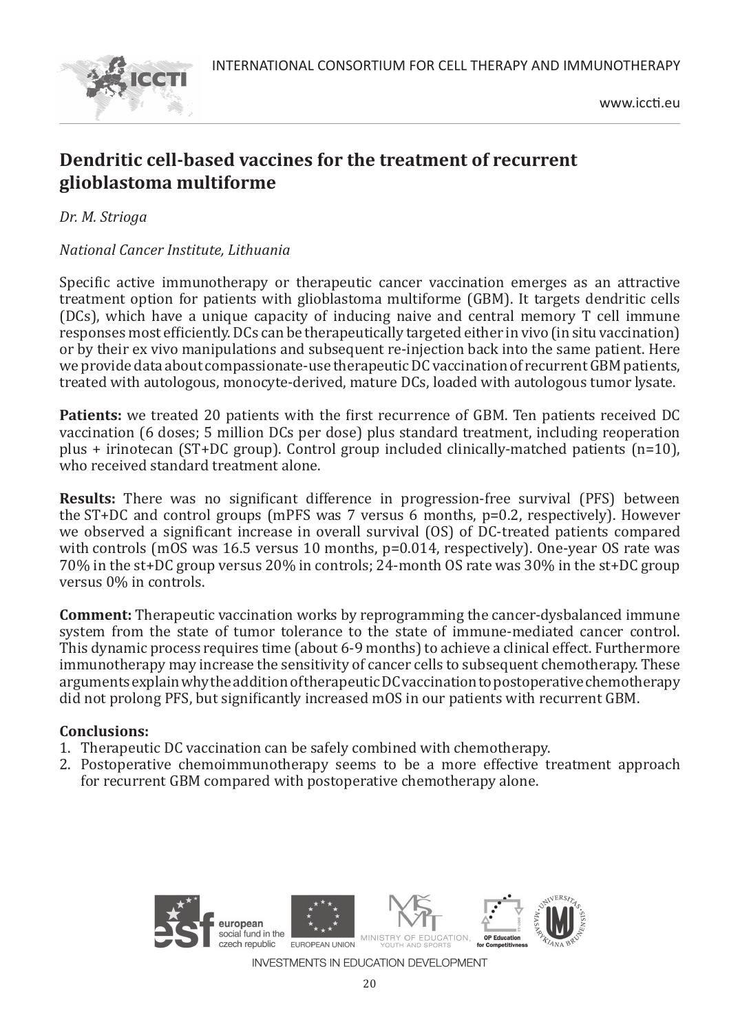## Dendritic cell-based vaccines for the treatment of recurrent glioblastoma multiforme

*Dr. M. Strioga*

*National Cancer Institute, Lithuania*

Specific active immunotherapy or therapeutic cancer vaccination emerges as an attractive treatment option for patients with glioblastoma multiforme (GBM). It targets dendritic cells (DCs), which have a unique capacity of inducing naive and central memory T cell immune responses most efficiently. DCs can be therapeutically targeted either in vivo (in situ vaccination) or by their ex vivo manipulations and subsequent re-injection back into the same patient. Here we provide data about compassionate-use therapeutic DC vaccination of recurrent GBM patients, treated with autologous, monocyte-derived, mature DCs, loaded with autologous tumor lysate.

**Patients:** we treated 20 patients with the first recurrence of GBM. Ten patients received DC vaccination (6 doses; 5 million DCs per dose) plus standard treatment, including reoperation plus + irinotecan (ST+DC group). Control group included clinically-matched patients (n=10), who received standard treatment alone.

**Results:** There was no significant difference in progression-free survival (PFS) between the ST+DC and control groups (mPFS was 7 versus 6 months, p=0.2, respectively). However we observed a significant increase in overall survival (OS) of DC-treated patients compared with controls (mOS was 16.5 versus 10 months, p=0.014, respectively). One-year OS rate was 70% in the st+DC group versus 20% in controls; 24-month OS rate was 30% in the st+DC group versus 0% in controls.

**Comment:** Therapeutic vaccination works by reprogramming the cancer-dysbalanced immune system from the state of tumor tolerance to the state of immune-mediated cancer control. This dynamic process requires time (about 6-9 months) to achieve a clinical effect. Furthermore immunotherapy may increase the sensitivity of cancer cells to subsequent chemotherapy. These arguments explain why the addition of therapeutic DC vaccination to postoperative chemotherapy did not prolong PFS, but significantly increased mOS in our patients with recurrent GBM.

**Conclusions:**

1. Therapeutic DC vaccination can be safely combined with chemotherapy.
2. Postoperative chemoimmunotherapy seems to be a more effective treatment approach for recurrent GBM compared with postoperative chemotherapy alone.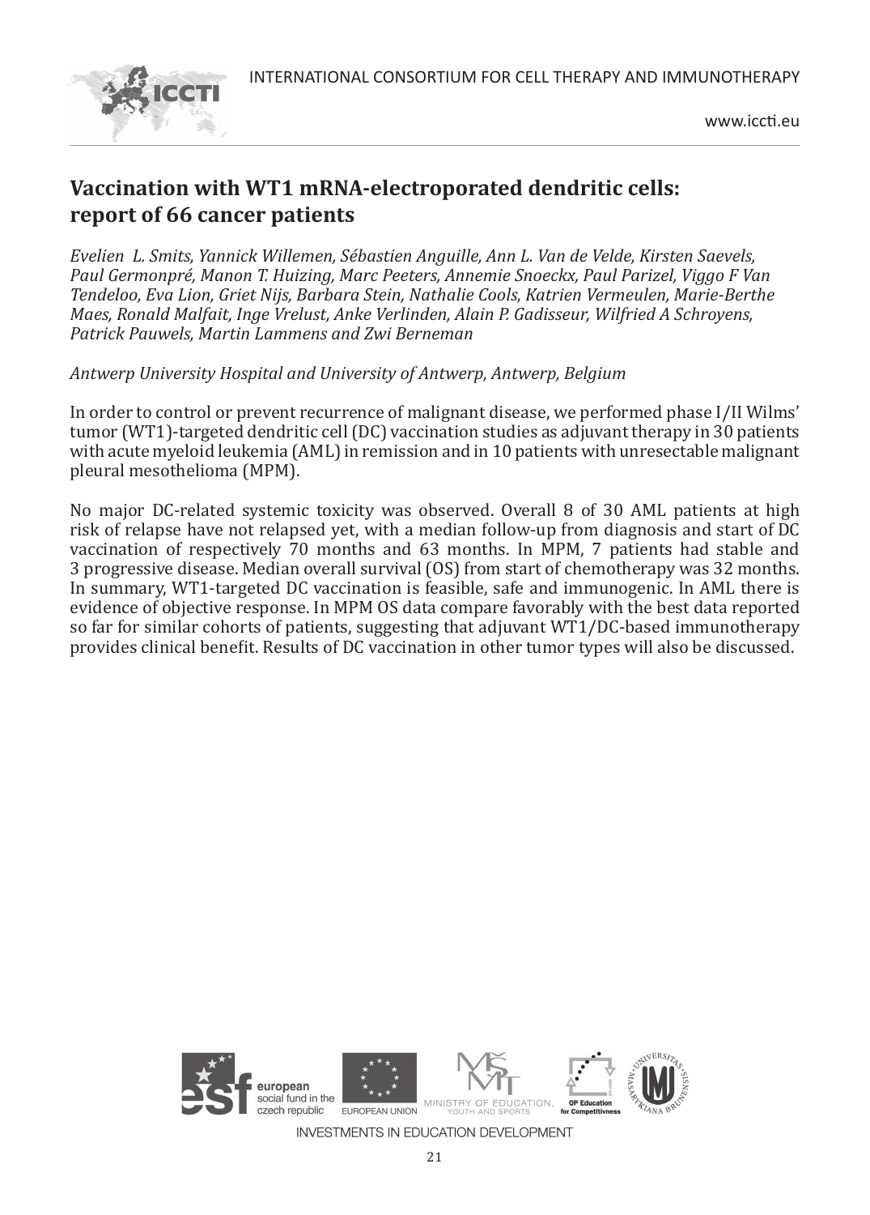## Vaccination with WT1 mRNA-electroporated dendritic cells: report of 66 cancer patients

*Evelien L. Smits, Yannick Willemen, Sébastien Anguille, Ann L. Van de Velde, Kirsten Saevels, Paul Germonpré, Manon T. Huizing, Marc Peeters, Annemie Snoeckx, Paul Parizel, Viggo F Van Tendeloo, Eva Lion, Griet Nijs, Barbara Stein, Nathalie Cools, Katrien Vermeulen, Marie-Berthe Maes, Ronald Malfait, Inge Vrelust, Anke Verlinden, Alain P. Gadisseur, Wilfried A Schroyens, Patrick Pauwels, Martin Lammens and Zwi Berneman*

*Antwerp University Hospital and University of Antwerp, Antwerp, Belgium*

In order to control or prevent recurrence of malignant disease, we performed phase I/II Wilms' tumor (WT1)-targeted dendritic cell (DC) vaccination studies as adjuvant therapy in 30 patients with acute myeloid leukemia (AML) in remission and in 10 patients with unresectable malignant pleural mesothelioma (MPM).

No major DC-related systemic toxicity was observed. Overall 8 of 30 AML patients at high risk of relapse have not relapsed yet, with a median follow-up from diagnosis and start of DC vaccination of respectively 70 months and 63 months. In MPM, 7 patients had stable and 3 progressive disease. Median overall survival (OS) from start of chemotherapy was 32 months. In summary, WT1-targeted DC vaccination is feasible, safe and immunogenic. In AML there is evidence of objective response. In MPM OS data compare favorably with the best data reported so far for similar cohorts of patients, suggesting that adjuvant WT1/DC-based immunotherapy provides clinical benefit. Results of DC vaccination in other tumor types will also be discussed.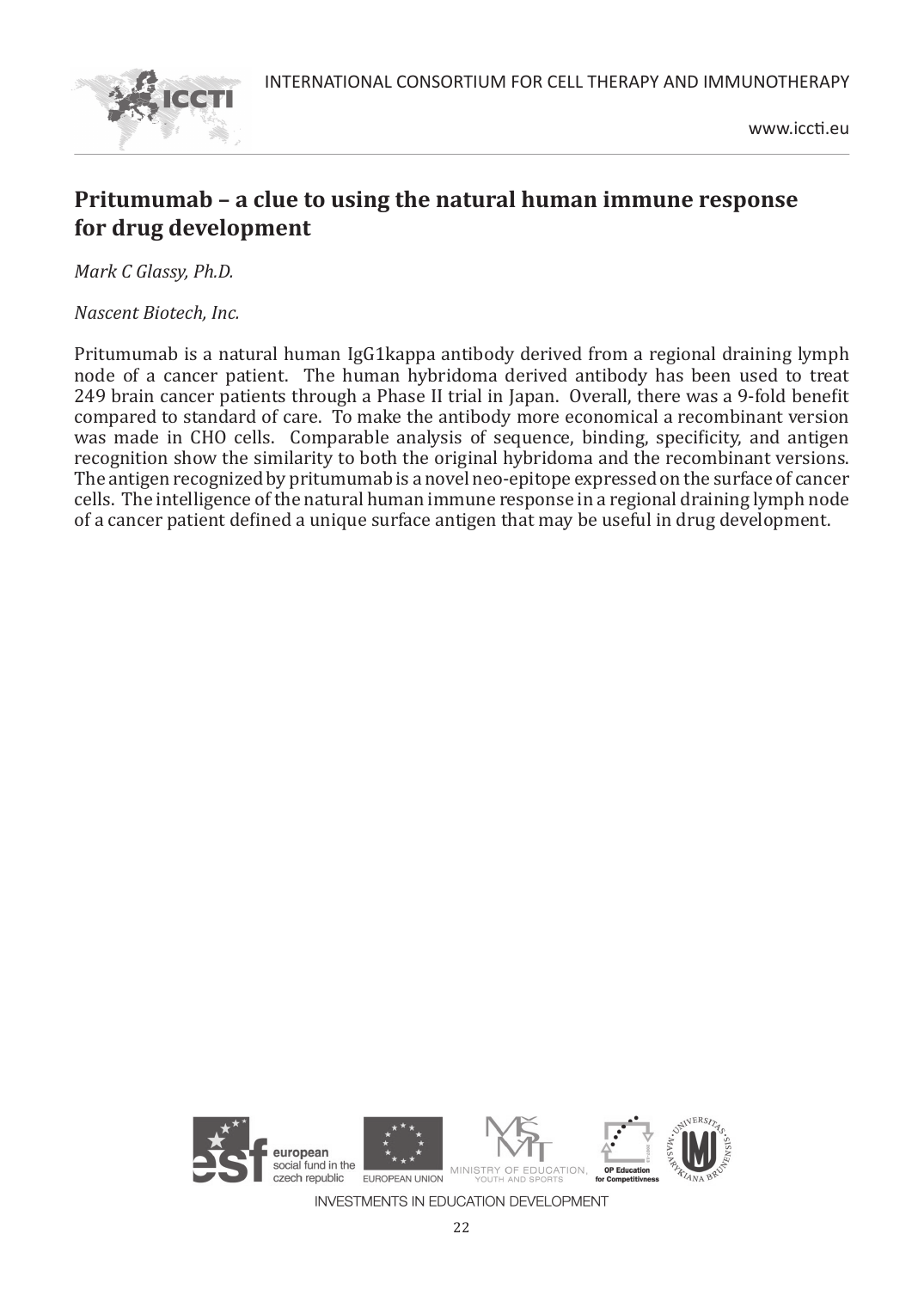## Pritumumab – a clue to using the natural human immune response for drug development

*Mark C Glassy, Ph.D.*

*Nascent Biotech, Inc.*

Pritumumab is a natural human IgG1kappa antibody derived from a regional draining lymph node of a cancer patient. The human hybridoma derived antibody has been used to treat 249 brain cancer patients through a Phase II trial in Japan. Overall, there was a 9-fold benefit compared to standard of care. To make the antibody more economical a recombinant version was made in CHO cells. Comparable analysis of sequence, binding, specificity, and antigen recognition show the similarity to both the original hybridoma and the recombinant versions. The antigen recognized by pritumumab is a novel neo-epitope expressed on the surface of cancer cells. The intelligence of the natural human immune response in a regional draining lymph node of a cancer patient defined a unique surface antigen that may be useful in drug development.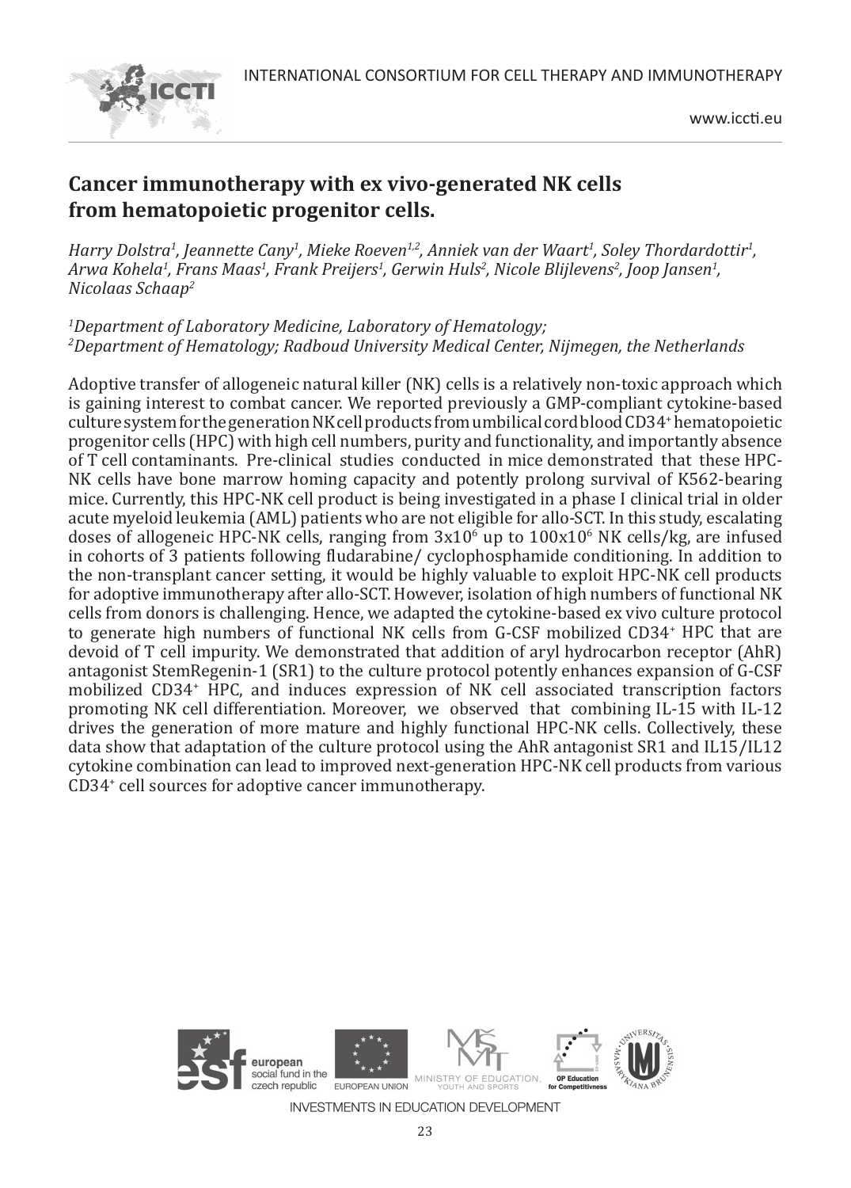# Cancer immunotherapy with ex vivo-generated NK cells from hematopoietic progenitor cells.

*Harry Dolstra[1], Jeannette Cany[1], Mieke Roeven[1,2], Anniek van der Waart[1], Soley Thordardottir[1], Arwa Kohela[1], Frans Maas[1], Frank Preijers[1], Gerwin Huls[2], Nicole Blijlevens[2], Joop Jansen[1], Nicolaas Schaap[2]*

*[1]Department of Laboratory Medicine, Laboratory of Hematology;*
*[2]Department of Hematology; Radboud University Medical Center, Nijmegen, the Netherlands*

Adoptive transfer of allogeneic natural killer (NK) cells is a relatively non-toxic approach which is gaining interest to combat cancer. We reported previously a GMP-compliant cytokine-based culture system for the generation NK cell products from umbilical cord blood $CD34^+$ hematopoietic progenitor cells (HPC) with high cell numbers, purity and functionality, and importantly absence of T cell contaminants. Pre-clinical studies conducted in mice demonstrated that these HPC-NK cells have bone marrow homing capacity and potently prolong survival of K562-bearing mice. Currently, this HPC-NK cell product is being investigated in a phase I clinical trial in older acute myeloid leukemia (AML) patients who are not eligible for allo-SCT. In this study, escalating doses of allogeneic HPC-NK cells, ranging from $3x10^6$ up to $100x10^6$ NK cells/kg, are infused in cohorts of 3 patients following fludarabine/ cyclophosphamide conditioning. In addition to the non-transplant cancer setting, it would be highly valuable to exploit HPC-NK cell products for adoptive immunotherapy after allo-SCT. However, isolation of high numbers of functional NK cells from donors is challenging. Hence, we adapted the cytokine-based ex vivo culture protocol to generate high numbers of functional NK cells from G-CSF mobilized $CD34^+$ HPC that are devoid of T cell impurity. We demonstrated that addition of aryl hydrocarbon receptor (AhR) antagonist StemRegenin-1 (SR1) to the culture protocol potently enhances expansion of G-CSF mobilized $CD34^+$ HPC, and induces expression of NK cell associated transcription factors promoting NK cell differentiation. Moreover, we observed that combining IL-15 with IL-12 drives the generation of more mature and highly functional HPC-NK cells. Collectively, these data show that adaptation of the culture protocol using the AhR antagonist SR1 and IL15/IL12 cytokine combination can lead to improved next-generation HPC-NK cell products from various $CD34^+$ cell sources for adoptive cancer immunotherapy.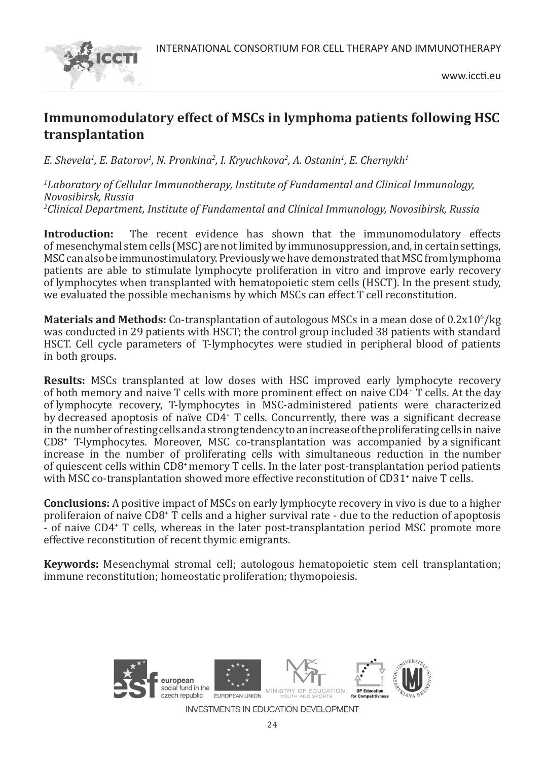## Immunomodulatory effect of MSCs in lymphoma patients following HSC transplantation

*E. Shevela[1], E. Batorov[1], N. Pronkina[2], I. Kryuchkova[2], A. Ostanin[1], E. Chernykh[1]*

*[1]Laboratory of Cellular Immunotherapy, Institute of Fundamental and Clinical Immunology, Novosibirsk, Russia*
*[2]Clinical Department, Institute of Fundamental and Clinical Immunology, Novosibirsk, Russia*

**Introduction:** The recent evidence has shown that the immunomodulatory effects of mesenchymal stem cells (MSC) are not limited by immunosuppression, and, in certain settings, MSC can also be immunostimulatory. Previously we have demonstrated that MSC from lymphoma patients are able to stimulate lymphocyte proliferation in vitro and improve early recovery of lymphocytes when transplanted with hematopoietic stem cells (HSCT). In the present study, we evaluated the possible mechanisms by which MSCs can effect T cell reconstitution.

**Materials and Methods:** Co-transplantation of autologous MSCs in a mean dose of $0.2x10^6$/kg was conducted in 29 patients with HSCT; the control group included 38 patients with standard HSCT. Cell cycle parameters of T-lymphocytes were studied in peripheral blood of patients in both groups.

**Results:** MSCs transplanted at low doses with HSC improved early lymphocyte recovery of both memory and naive T cells with more prominent effect on naive $CD4^+$ T cells. At the day of lymphocyte recovery, T-lymphocytes in MSC-administered patients were characterized by decreased apoptosis of naïve $CD4^+$ T cells. Concurrently, there was a significant decrease in the number of resting cells and a strong tendency to an increase of the proliferating cells in naive $CD8^+$ T-lymphocytes. Moreover, MSC co-transplantation was accompanied by a significant increase in the number of proliferating cells with simultaneous reduction in the number of quiescent cells within $CD8^+$ memory T cells. In the later post-transplantation period patients with MSC co-transplantation showed more effective reconstitution of $CD31^+$ naive T cells.

**Conclusions:** A positive impact of MSCs on early lymphocyte recovery in vivo is due to a higher proliferaion of naive $CD8^+$ T cells and a higher survival rate - due to the reduction of apoptosis - of naive $CD4^+$ T cells, whereas in the later post-transplantation period MSC promote more effective reconstitution of recent thymic emigrants.

**Keywords:** Mesenchymal stromal cell; autologous hematopoietic stem cell transplantation; immune reconstitution; homeostatic proliferation; thymopoiesis.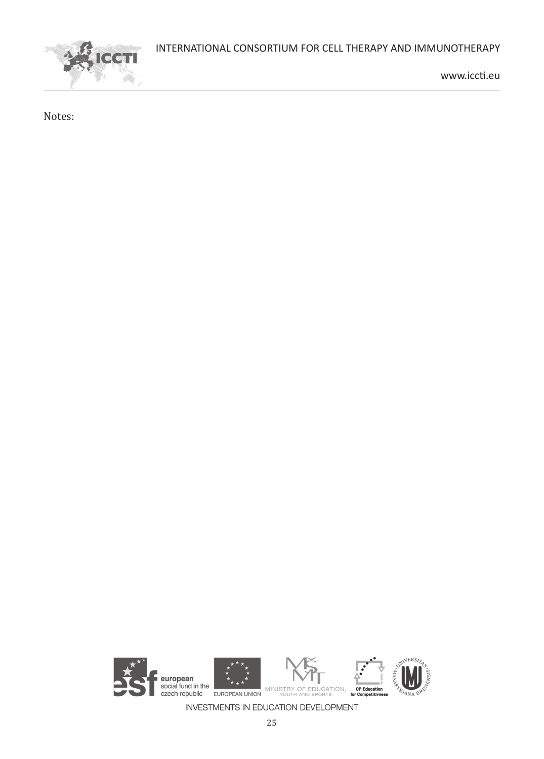Notes: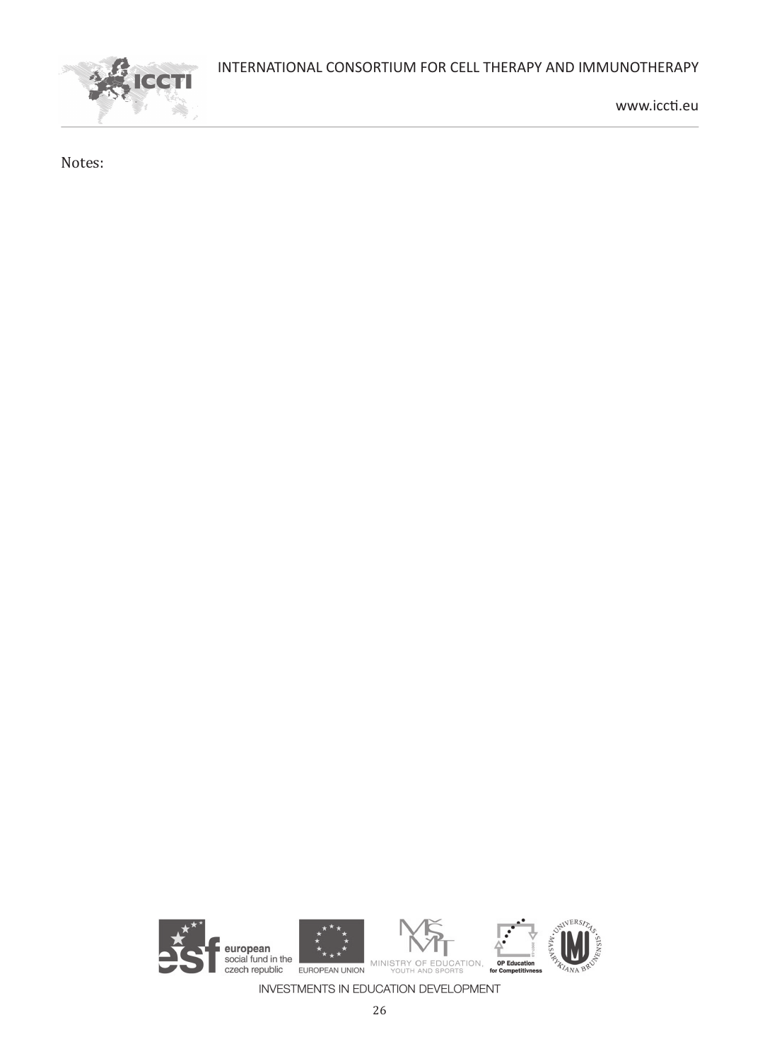Notes: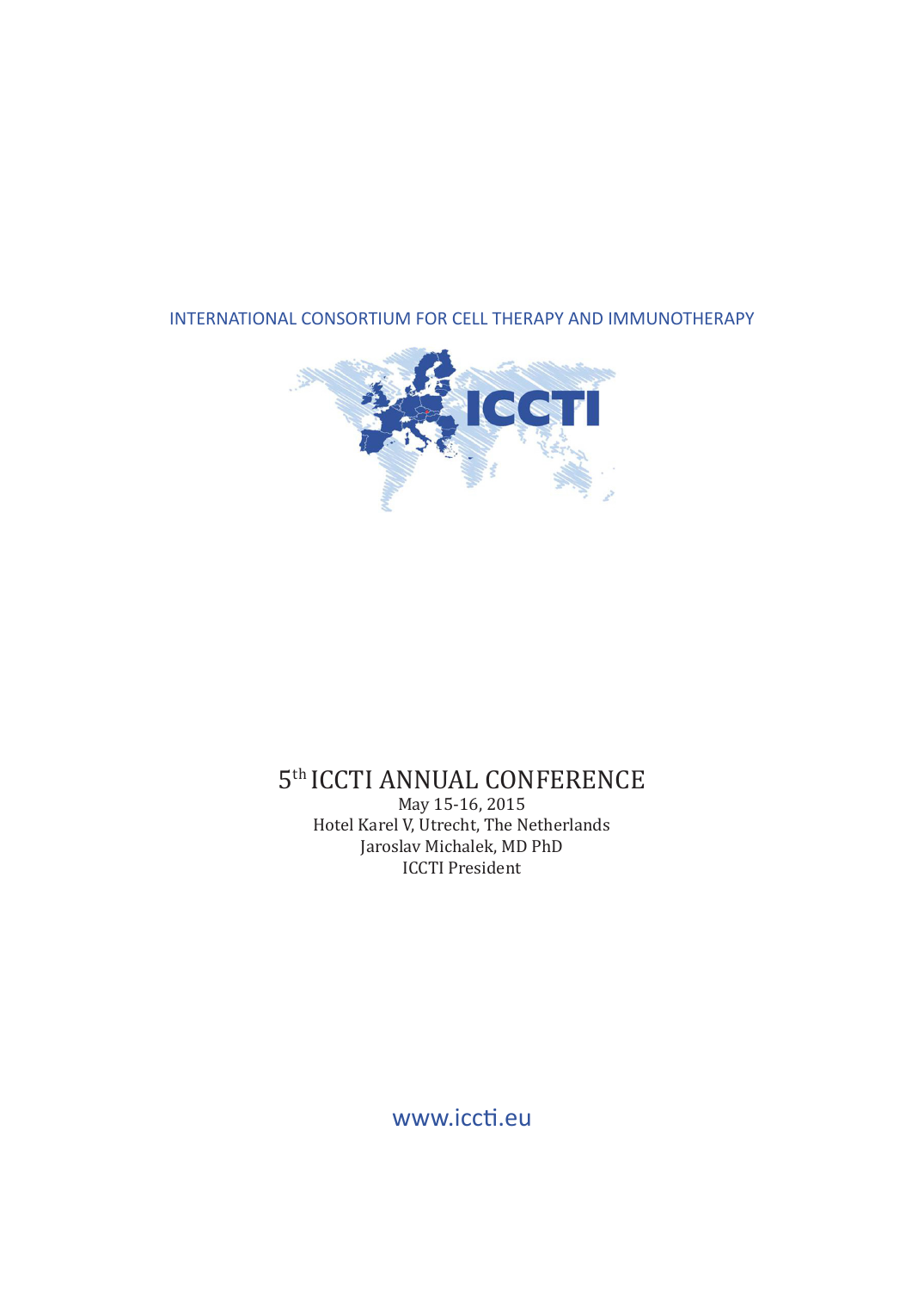INTERNATIONAL CONSORTIUM FOR CELL THERAPY AND IMMUNOTHERAPY

ICCTI

# 5th ICCTI ANNUAL CONFERENCE

May 15-16, 2015

Hotel Karel V, Utrecht, The Netherlands

Jaroslav Michalek, MD PhD

ICCTI President

www.iccti.eu